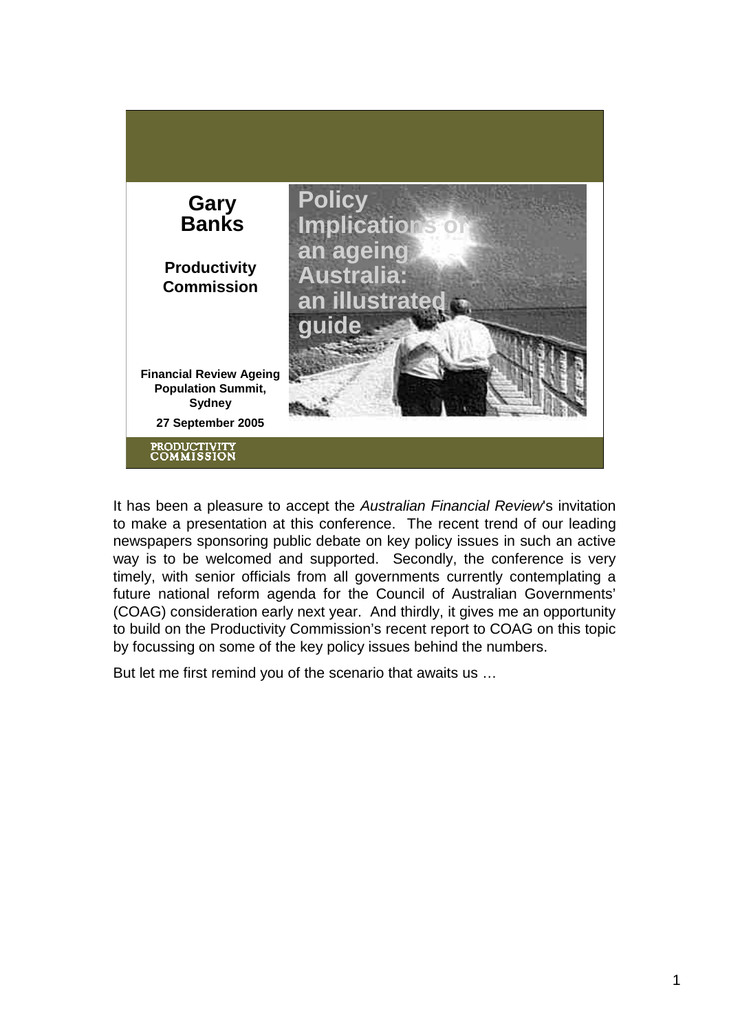# Policy Implications of an ageing Australia: an illustrated guide

**Gary Banks**

**Productivity Commission**

**Financial Review Ageing Population Summit, Sydney**

**27 September 2005**

PRODUCTIVITY COMMISSION

It has been a pleasure to accept the *Australian Financial Review*'s invitation to make a presentation at this conference. The recent trend of our leading newspapers sponsoring public debate on key policy issues in such an active way is to be welcomed and supported. Secondly, the conference is very timely, with senior officials from all governments currently contemplating a future national reform agenda for the Council of Australian Governments' (COAG) consideration early next year. And thirdly, it gives me an opportunity to build on the Productivity Commission's recent report to COAG on this topic by focussing on some of the key policy issues behind the numbers.

But let me first remind you of the scenario that awaits us …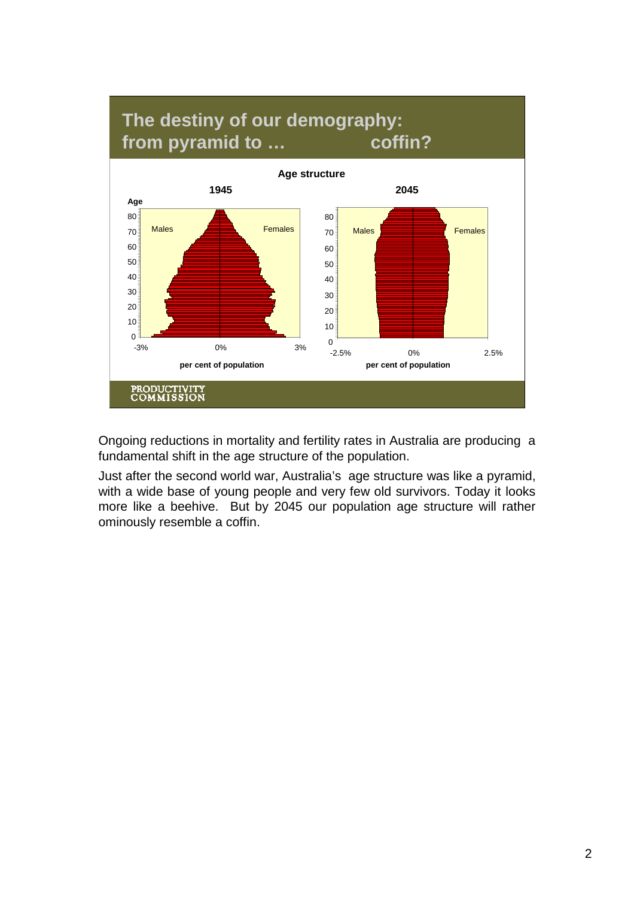## The destiny of our demography: from pyramid to … coffin?

**Age structure**

**1945** / **2045**

Ongoing reductions in mortality and fertility rates in Australia are producing a fundamental shift in the age structure of the population.

Just after the second world war, Australia's age structure was like a pyramid, with a wide base of young people and very few old survivors. Today it looks more like a beehive. But by 2045 our population age structure will rather ominously resemble a coffin.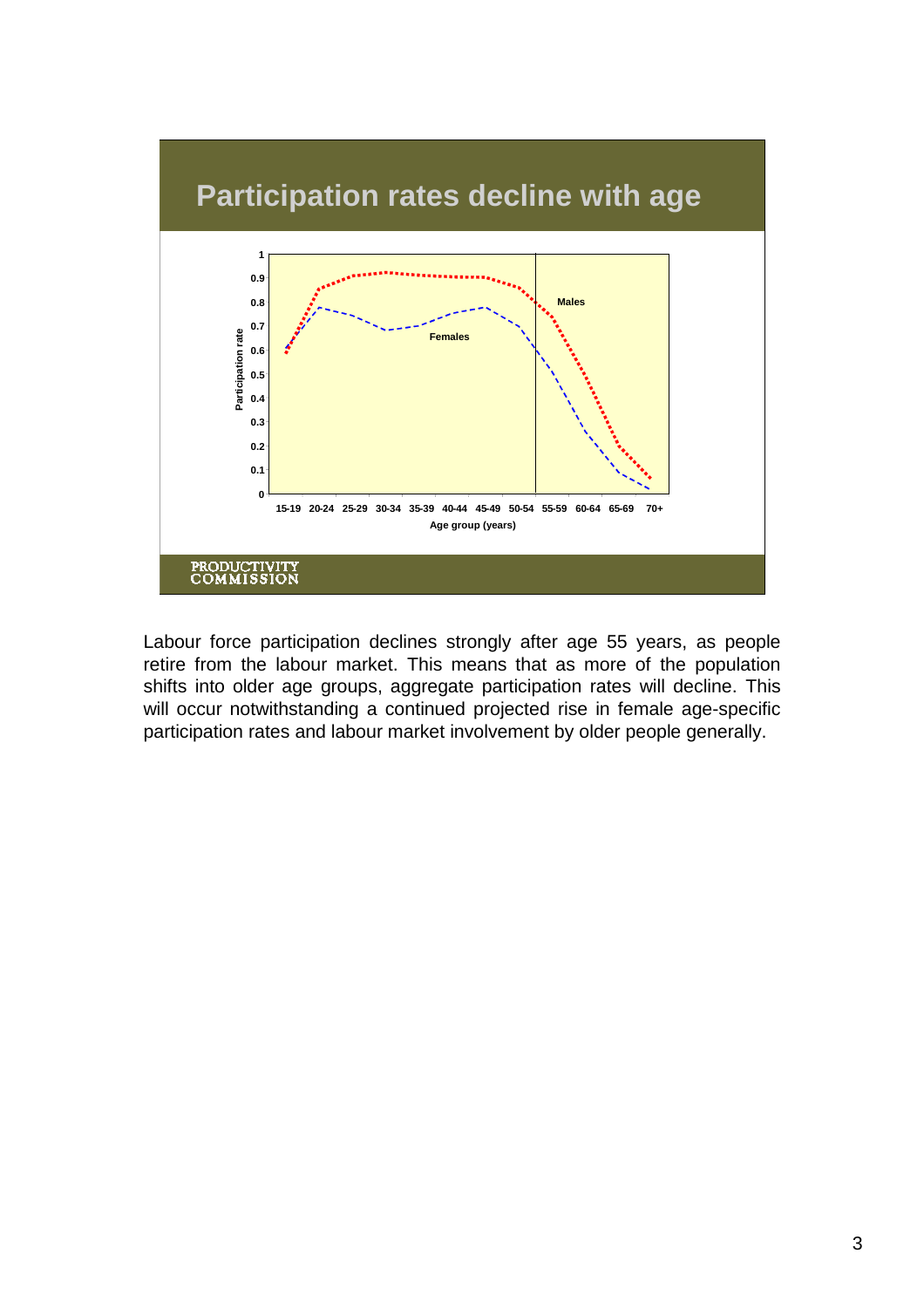## Participation rates decline with age

Labour force participation declines strongly after age 55 years, as people retire from the labour market. This means that as more of the population shifts into older age groups, aggregate participation rates will decline. This will occur notwithstanding a continued projected rise in female age-specific participation rates and labour market involvement by older people generally.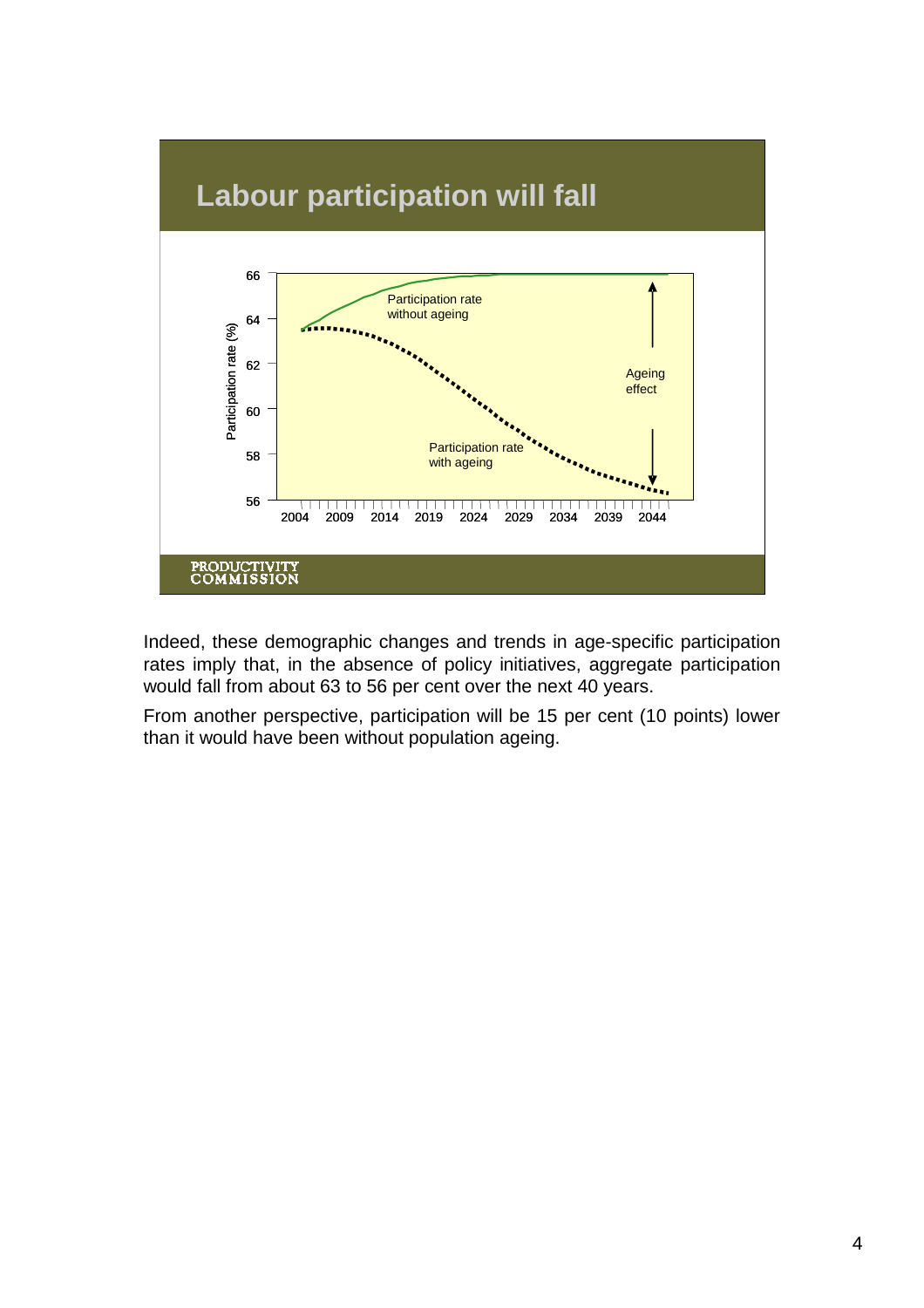## Labour participation will fall

Participation rate (%)

Participation rate without ageing

Ageing effect

Participation rate with ageing

PRODUCTIVITY COMMISSION

Indeed, these demographic changes and trends in age-specific participation rates imply that, in the absence of policy initiatives, aggregate participation would fall from about 63 to 56 per cent over the next 40 years.

From another perspective, participation will be 15 per cent (10 points) lower than it would have been without population ageing.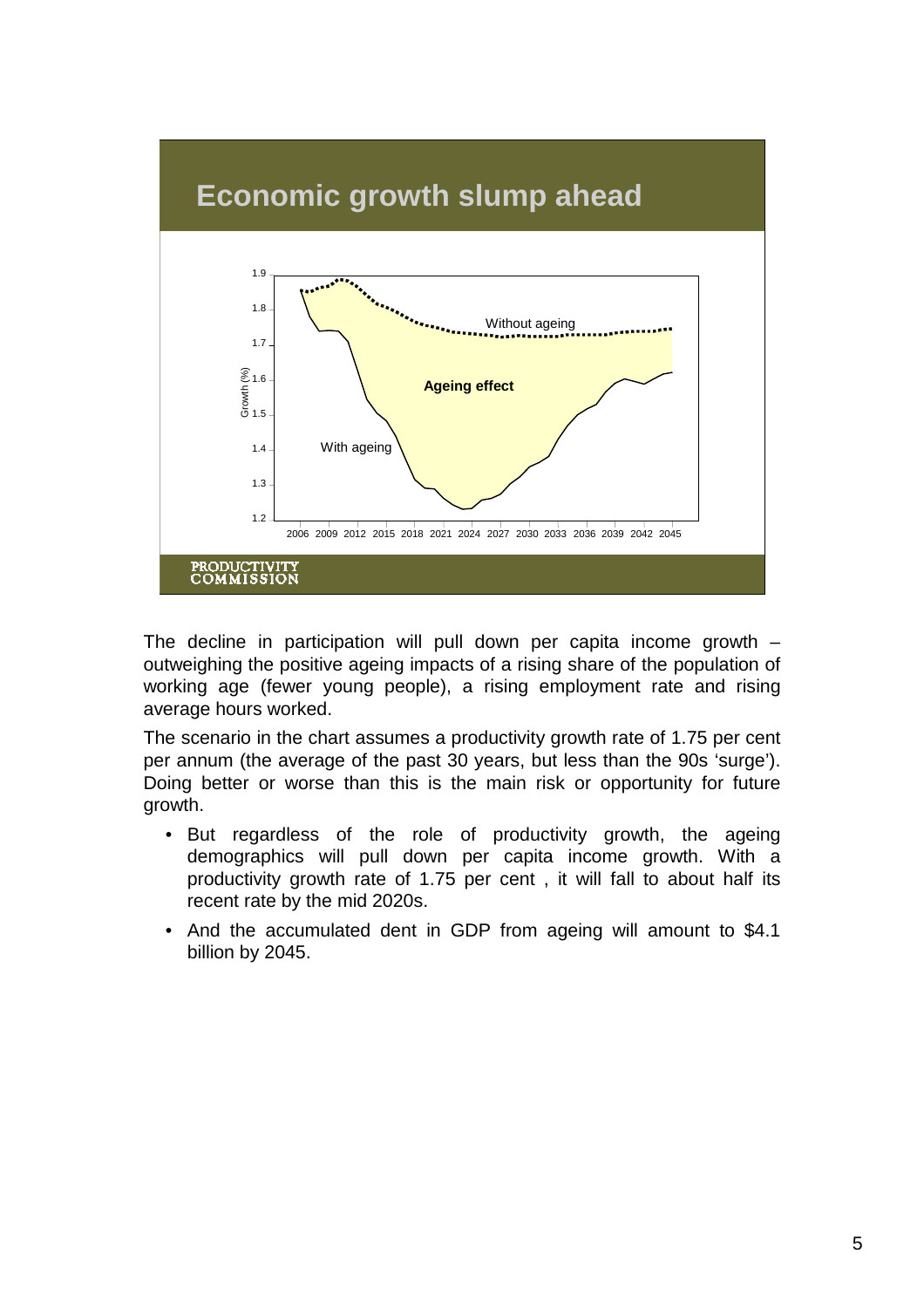## Economic growth slump ahead

The decline in participation will pull down per capita income growth – outweighing the positive ageing impacts of a rising share of the population of working age (fewer young people), a rising employment rate and rising average hours worked.

The scenario in the chart assumes a productivity growth rate of 1.75 per cent per annum (the average of the past 30 years, but less than the 90s 'surge'). Doing better or worse than this is the main risk or opportunity for future growth.

- But regardless of the role of productivity growth, the ageing demographics will pull down per capita income growth. With a productivity growth rate of 1.75 per cent , it will fall to about half its recent rate by the mid 2020s.
- And the accumulated dent in GDP from ageing will amount to $4.1 billion by 2045.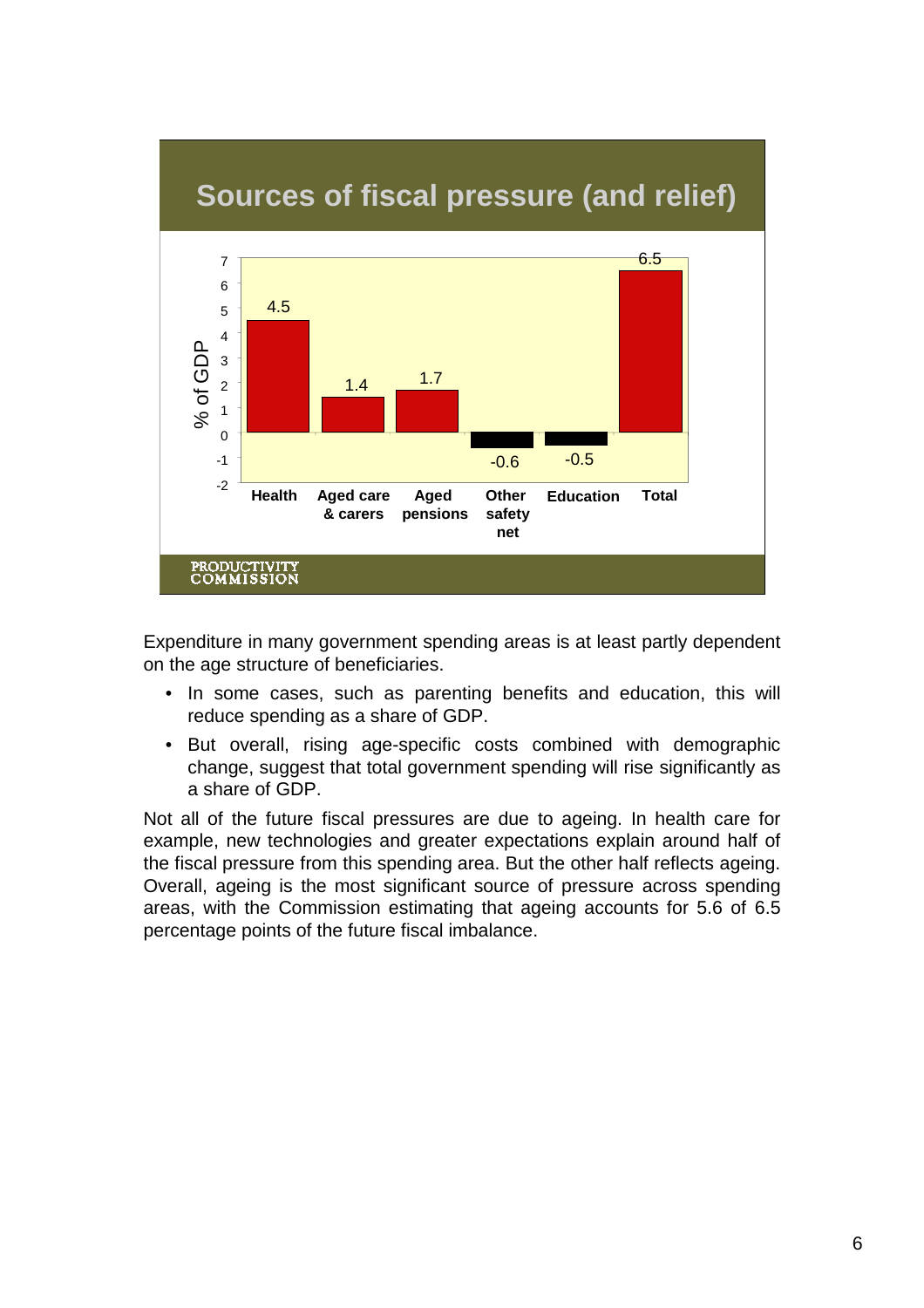## Sources of fiscal pressure (and relief)

| | Health | Aged care & carers | Aged pensions | Other safety net | Education | Total |
|---|---|---|---|---|---|---|
| % of GDP | 4.5 | 1.4 | 1.7 | -0.6 | -0.5 | 6.5 |

PRODUCTIVITY COMMISSION

Expenditure in many government spending areas is at least partly dependent on the age structure of beneficiaries.

- In some cases, such as parenting benefits and education, this will reduce spending as a share of GDP.
- But overall, rising age-specific costs combined with demographic change, suggest that total government spending will rise significantly as a share of GDP.

Not all of the future fiscal pressures are due to ageing. In health care for example, new technologies and greater expectations explain around half of the fiscal pressure from this spending area. But the other half reflects ageing. Overall, ageing is the most significant source of pressure across spending areas, with the Commission estimating that ageing accounts for 5.6 of 6.5 percentage points of the future fiscal imbalance.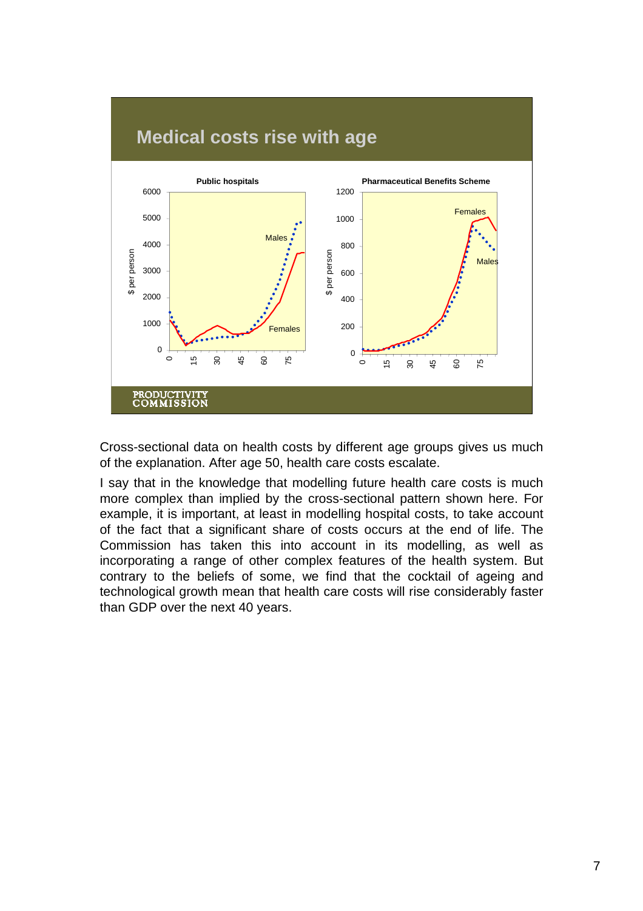## Medical costs rise with age

**Public hospitals**

**Pharmaceutical Benefits Scheme**

PRODUCTIVITY COMMISSION

Cross-sectional data on health costs by different age groups gives us much of the explanation. After age 50, health care costs escalate.

I say that in the knowledge that modelling future health care costs is much more complex than implied by the cross-sectional pattern shown here. For example, it is important, at least in modelling hospital costs, to take account of the fact that a significant share of costs occurs at the end of life. The Commission has taken this into account in its modelling, as well as incorporating a range of other complex features of the health system. But contrary to the beliefs of some, we find that the cocktail of ageing and technological growth mean that health care costs will rise considerably faster than GDP over the next 40 years.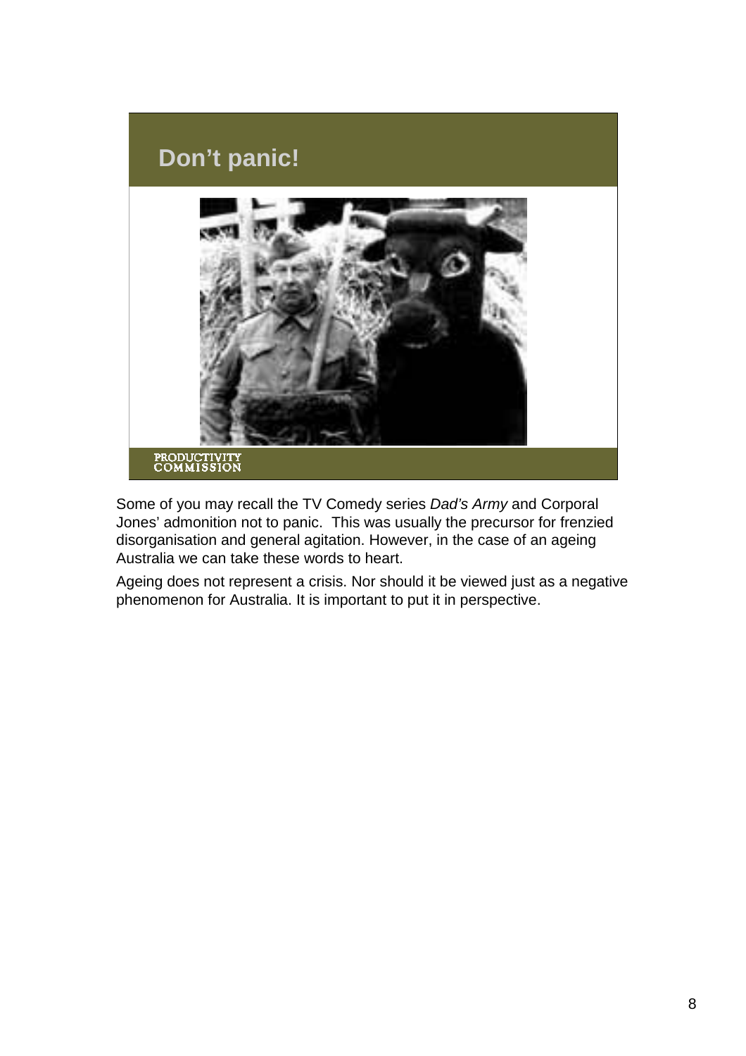## Don't panic!

PRODUCTIVITY COMMISSION

Some of you may recall the TV Comedy series *Dad's Army* and Corporal Jones' admonition not to panic. This was usually the precursor for frenzied disorganisation and general agitation. However, in the case of an ageing Australia we can take these words to heart.

Ageing does not represent a crisis. Nor should it be viewed just as a negative phenomenon for Australia. It is important to put it in perspective.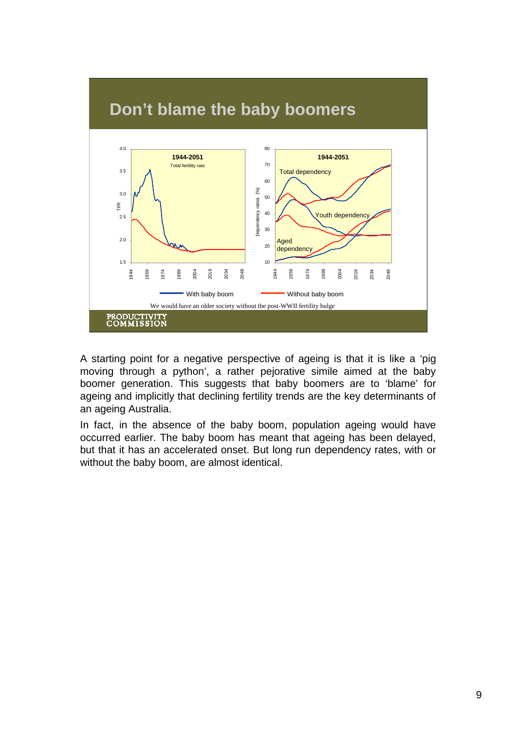## Don't blame the baby boomers

**1944-2051** — Total fertility rate

**1944-2051** — Total dependency, Youth dependency, Aged dependency

With baby boom — Without baby boom

We would have an older society without the post-WWII fertility bulge

PRODUCTIVITY COMMISSION

A starting point for a negative perspective of ageing is that it is like a 'pig moving through a python', a rather pejorative simile aimed at the baby boomer generation. This suggests that baby boomers are to 'blame' for ageing and implicitly that declining fertility trends are the key determinants of an ageing Australia.

In fact, in the absence of the baby boom, population ageing would have occurred earlier. The baby boom has meant that ageing has been delayed, but that it has an accelerated onset. But long run dependency rates, with or without the baby boom, are almost identical.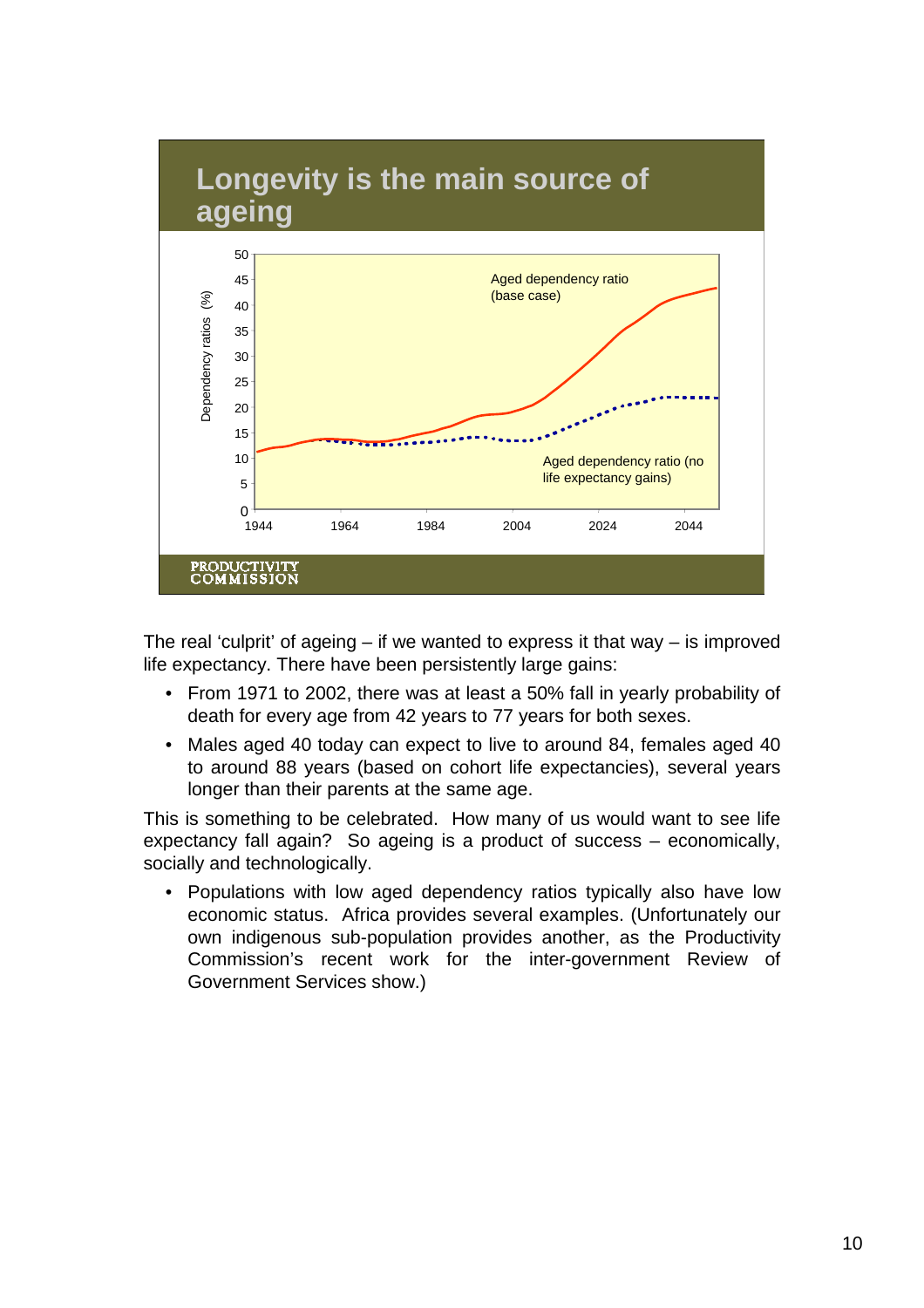## Longevity is the main source of ageing

Aged dependency ratio (base case)

Aged dependency ratio (no life expectancy gains)

Dependency ratios (%)

PRODUCTIVITY COMMISSION

The real 'culprit' of ageing – if we wanted to express it that way – is improved life expectancy. There have been persistently large gains:

- From 1971 to 2002, there was at least a 50% fall in yearly probability of death for every age from 42 years to 77 years for both sexes.
- Males aged 40 today can expect to live to around 84, females aged 40 to around 88 years (based on cohort life expectancies), several years longer than their parents at the same age.

This is something to be celebrated. How many of us would want to see life expectancy fall again? So ageing is a product of success – economically, socially and technologically.

- Populations with low aged dependency ratios typically also have low economic status. Africa provides several examples. (Unfortunately our own indigenous sub-population provides another, as the Productivity Commission's recent work for the inter-government Review of Government Services show.)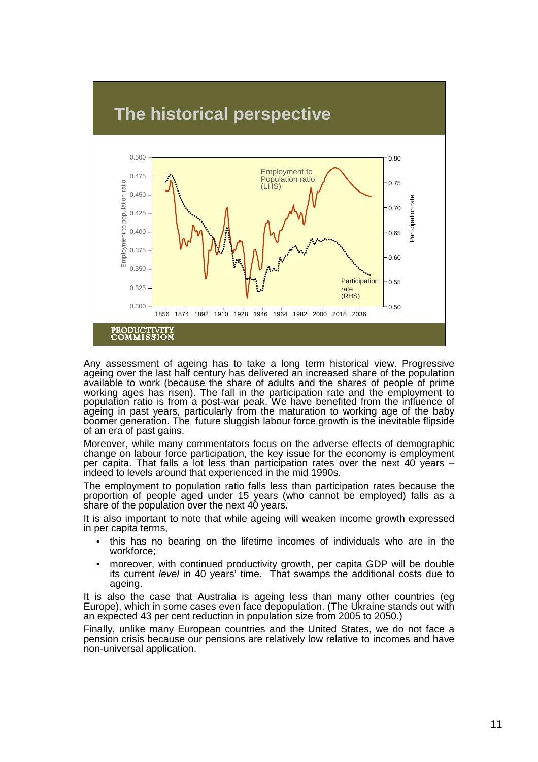## The historical perspective

Employment to Population ratio (LHS)

Participation rate (RHS)

PRODUCTIVITY COMMISSION

Any assessment of ageing has to take a long term historical view. Progressive ageing over the last half century has delivered an increased share of the population available to work (because the share of adults and the shares of people of prime working ages has risen). The fall in the participation rate and the employment to population ratio is from a post-war peak. We have benefited from the influence of ageing in past years, particularly from the maturation to working age of the baby boomer generation. The future sluggish labour force growth is the inevitable flipside of an era of past gains.

Moreover, while many commentators focus on the adverse effects of demographic change on labour force participation, the key issue for the economy is employment per capita. That falls a lot less than participation rates over the next 40 years – indeed to levels around that experienced in the mid 1990s.

The employment to population ratio falls less than participation rates because the proportion of people aged under 15 years (who cannot be employed) falls as a share of the population over the next 40 years.

It is also important to note that while ageing will weaken income growth expressed in per capita terms,

- this has no bearing on the lifetime incomes of individuals who are in the workforce;
- moreover, with continued productivity growth, per capita GDP will be double its current *level* in 40 years' time. That swamps the additional costs due to ageing.

It is also the case that Australia is ageing less than many other countries (eg Europe), which in some cases even face depopulation. (The Ukraine stands out with an expected 43 per cent reduction in population size from 2005 to 2050.)

Finally, unlike many European countries and the United States, we do not face a pension crisis because our pensions are relatively low relative to incomes and have non-universal application.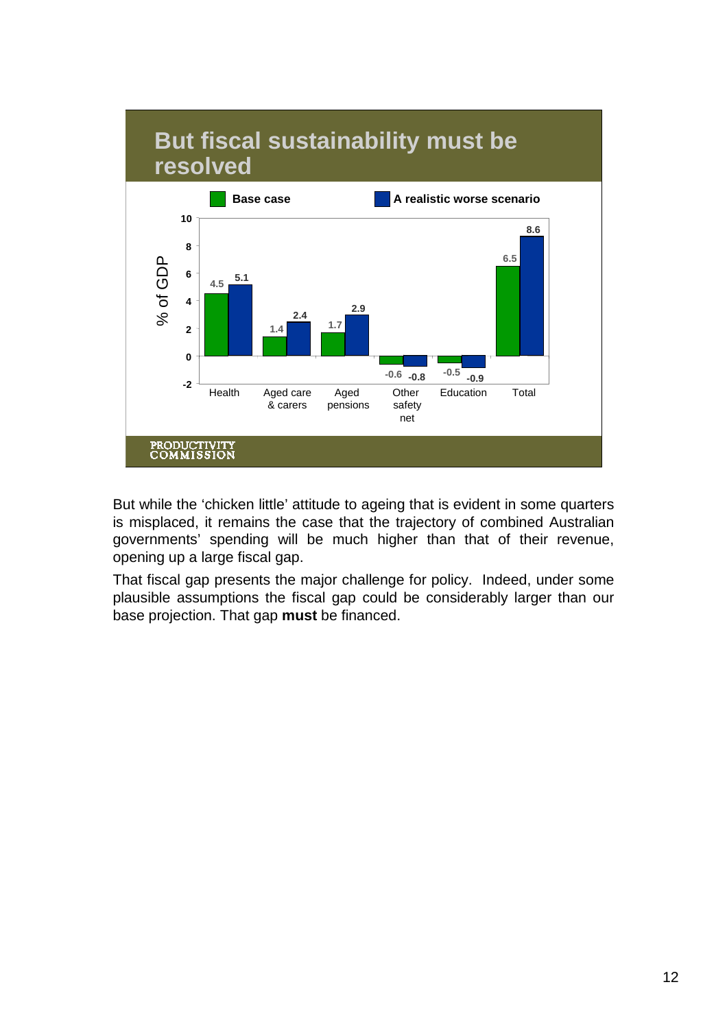## But fiscal sustainability must be resolved

| | Base case | A realistic worse scenario |
|---|---|---|
| Health | 4.5 | 5.1 |
| Aged care & carers | 1.4 | 2.4 |
| Aged pensions | 1.7 | 2.9 |
| Other safety net | -0.6 | -0.8 |
| Education | -0.5 | -0.9 |
| Total | 6.5 | 8.6 |

% of GDP

PRODUCTIVITY COMMISSION

But while the ‘chicken little’ attitude to ageing that is evident in some quarters is misplaced, it remains the case that the trajectory of combined Australian governments’ spending will be much higher than that of their revenue, opening up a large fiscal gap.

That fiscal gap presents the major challenge for policy. Indeed, under some plausible assumptions the fiscal gap could be considerably larger than our base projection. That gap **must** be financed.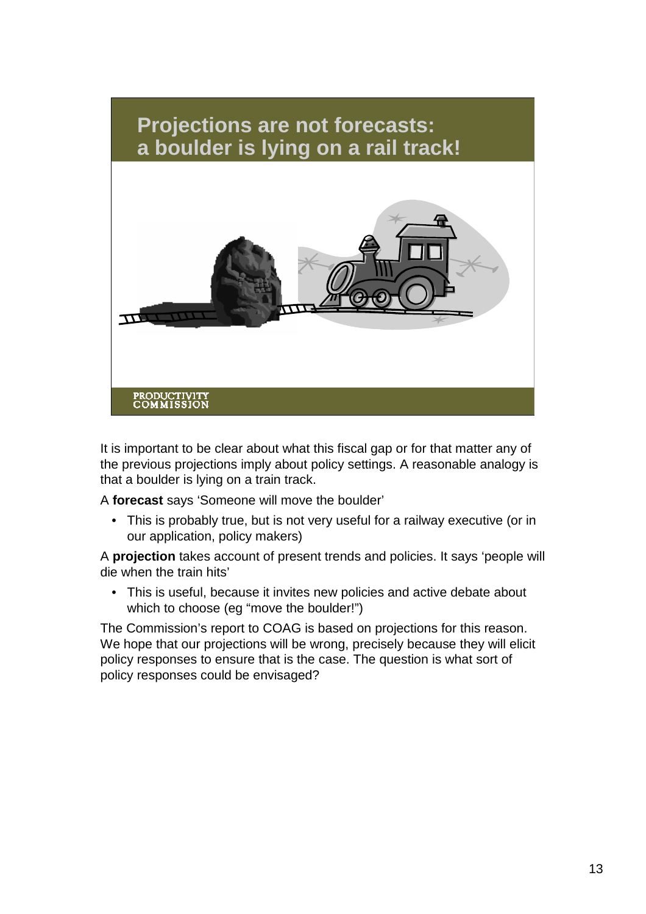## Projections are not forecasts: a boulder is lying on a rail track!

PRODUCTIVITY COMMISSION

It is important to be clear about what this fiscal gap or for that matter any of the previous projections imply about policy settings. A reasonable analogy is that a boulder is lying on a train track.

A **forecast** says ‘Someone will move the boulder’

- This is probably true, but is not very useful for a railway executive (or in our application, policy makers)

A **projection** takes account of present trends and policies. It says ‘people will die when the train hits’

- This is useful, because it invites new policies and active debate about which to choose (eg “move the boulder!”)

The Commission’s report to COAG is based on projections for this reason. We hope that our projections will be wrong, precisely because they will elicit policy responses to ensure that is the case. The question is what sort of policy responses could be envisaged?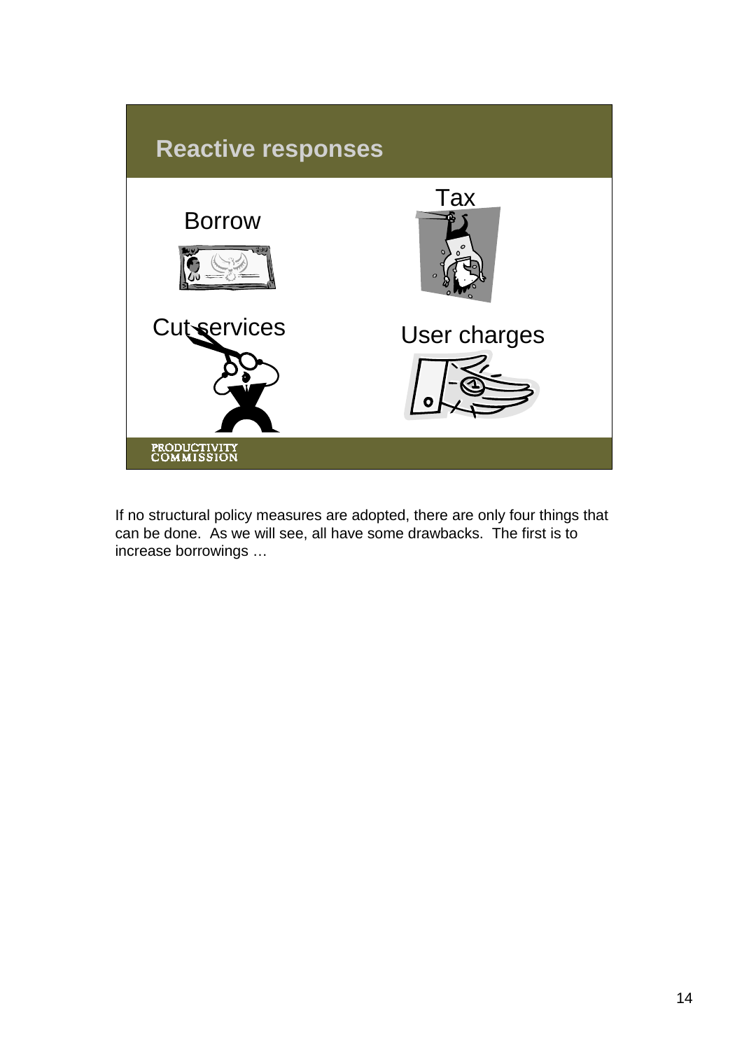## Reactive responses

Borrow

Tax

Cut services

User charges

PRODUCTIVITY COMMISSION

If no structural policy measures are adopted, there are only four things that can be done. As we will see, all have some drawbacks. The first is to increase borrowings …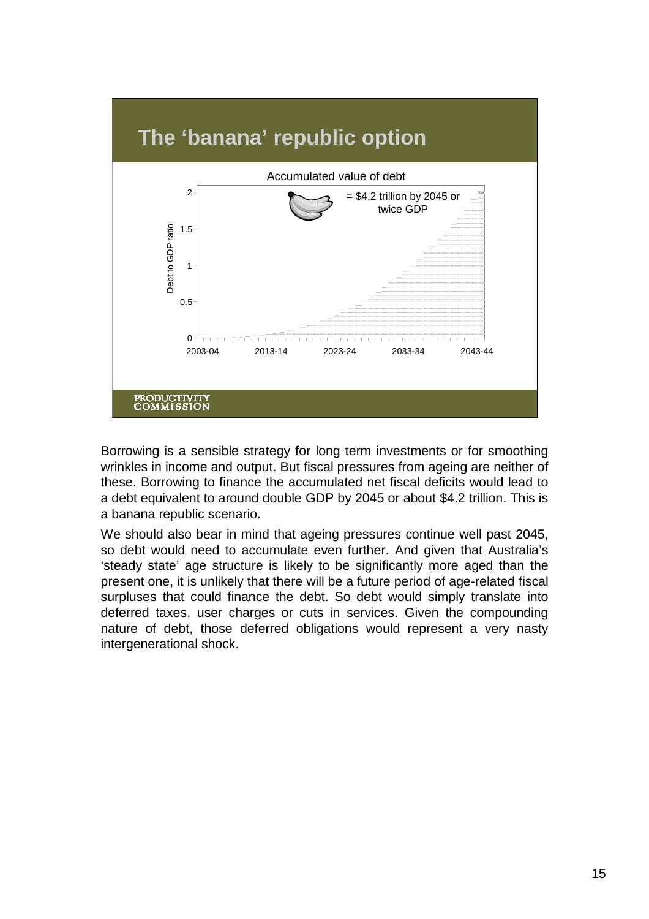## The 'banana' republic option

Accumulated value of debt

= $4.2 trillion by 2045 or twice GDP

Borrowing is a sensible strategy for long term investments or for smoothing wrinkles in income and output. But fiscal pressures from ageing are neither of these. Borrowing to finance the accumulated net fiscal deficits would lead to a debt equivalent to around double GDP by 2045 or about $4.2 trillion. This is a banana republic scenario.

We should also bear in mind that ageing pressures continue well past 2045, so debt would need to accumulate even further. And given that Australia's 'steady state' age structure is likely to be significantly more aged than the present one, it is unlikely that there will be a future period of age-related fiscal surpluses that could finance the debt. So debt would simply translate into deferred taxes, user charges or cuts in services. Given the compounding nature of debt, those deferred obligations would represent a very nasty intergenerational shock.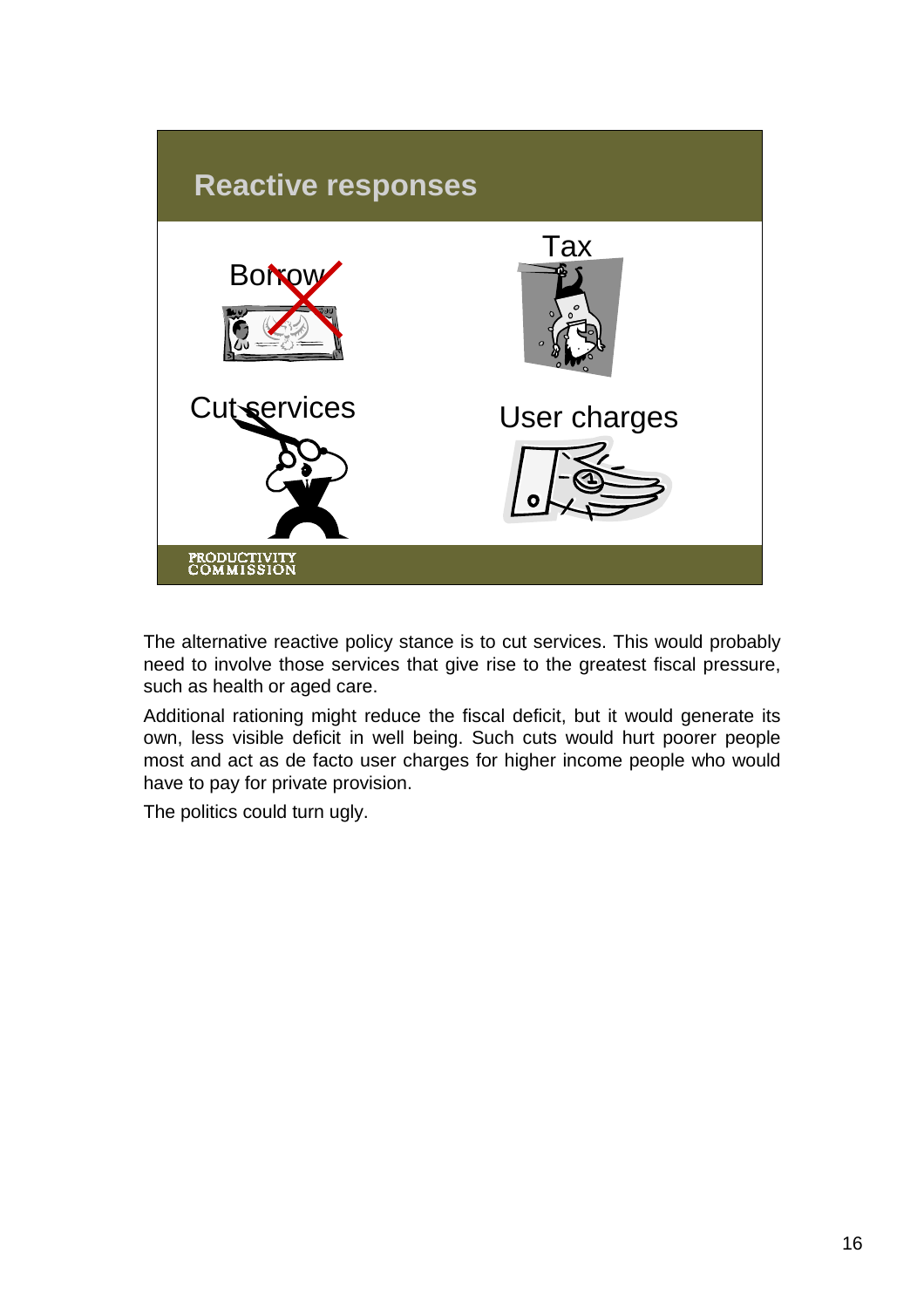## Reactive responses

Borrow

Tax

Cut services

User charges

The alternative reactive policy stance is to cut services. This would probably need to involve those services that give rise to the greatest fiscal pressure, such as health or aged care.

Additional rationing might reduce the fiscal deficit, but it would generate its own, less visible deficit in well being. Such cuts would hurt poorer people most and act as de facto user charges for higher income people who would have to pay for private provision.

The politics could turn ugly.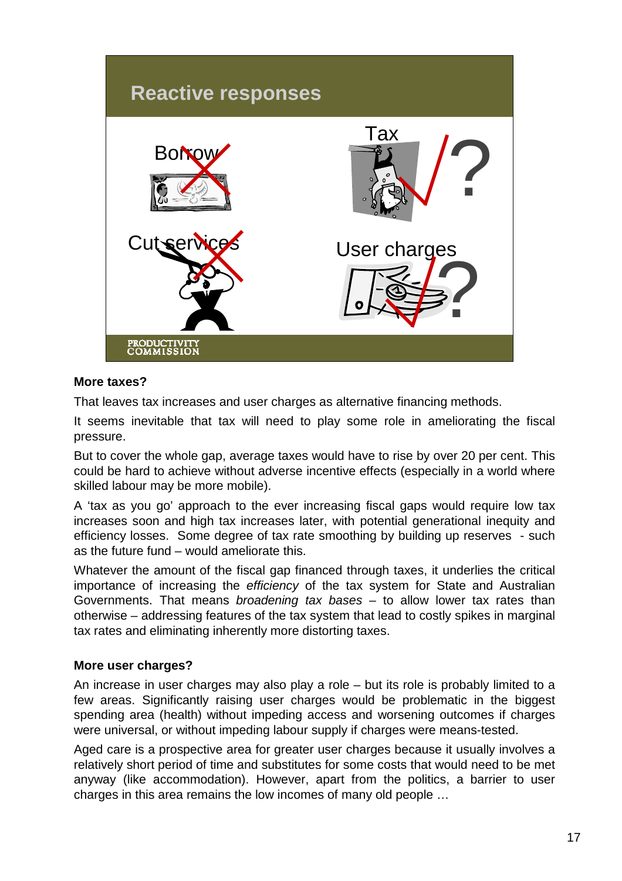**Reactive responses**

Borrow ✗ | Tax ✓? | Cut services ✗ | User charges ✓?

PRODUCTIVITY COMMISSION

**More taxes?**

That leaves tax increases and user charges as alternative financing methods.

It seems inevitable that tax will need to play some role in ameliorating the fiscal pressure.

But to cover the whole gap, average taxes would have to rise by over 20 per cent. This could be hard to achieve without adverse incentive effects (especially in a world where skilled labour may be more mobile).

A 'tax as you go' approach to the ever increasing fiscal gaps would require low tax increases soon and high tax increases later, with potential generational inequity and efficiency losses. Some degree of tax rate smoothing by building up reserves - such as the future fund – would ameliorate this.

Whatever the amount of the fiscal gap financed through taxes, it underlies the critical importance of increasing the *efficiency* of the tax system for State and Australian Governments. That means *broadening tax bases* – to allow lower tax rates than otherwise – addressing features of the tax system that lead to costly spikes in marginal tax rates and eliminating inherently more distorting taxes.

**More user charges?**

An increase in user charges may also play a role – but its role is probably limited to a few areas. Significantly raising user charges would be problematic in the biggest spending area (health) without impeding access and worsening outcomes if charges were universal, or without impeding labour supply if charges were means-tested.

Aged care is a prospective area for greater user charges because it usually involves a relatively short period of time and substitutes for some costs that would need to be met anyway (like accommodation). However, apart from the politics, a barrier to user charges in this area remains the low incomes of many old people …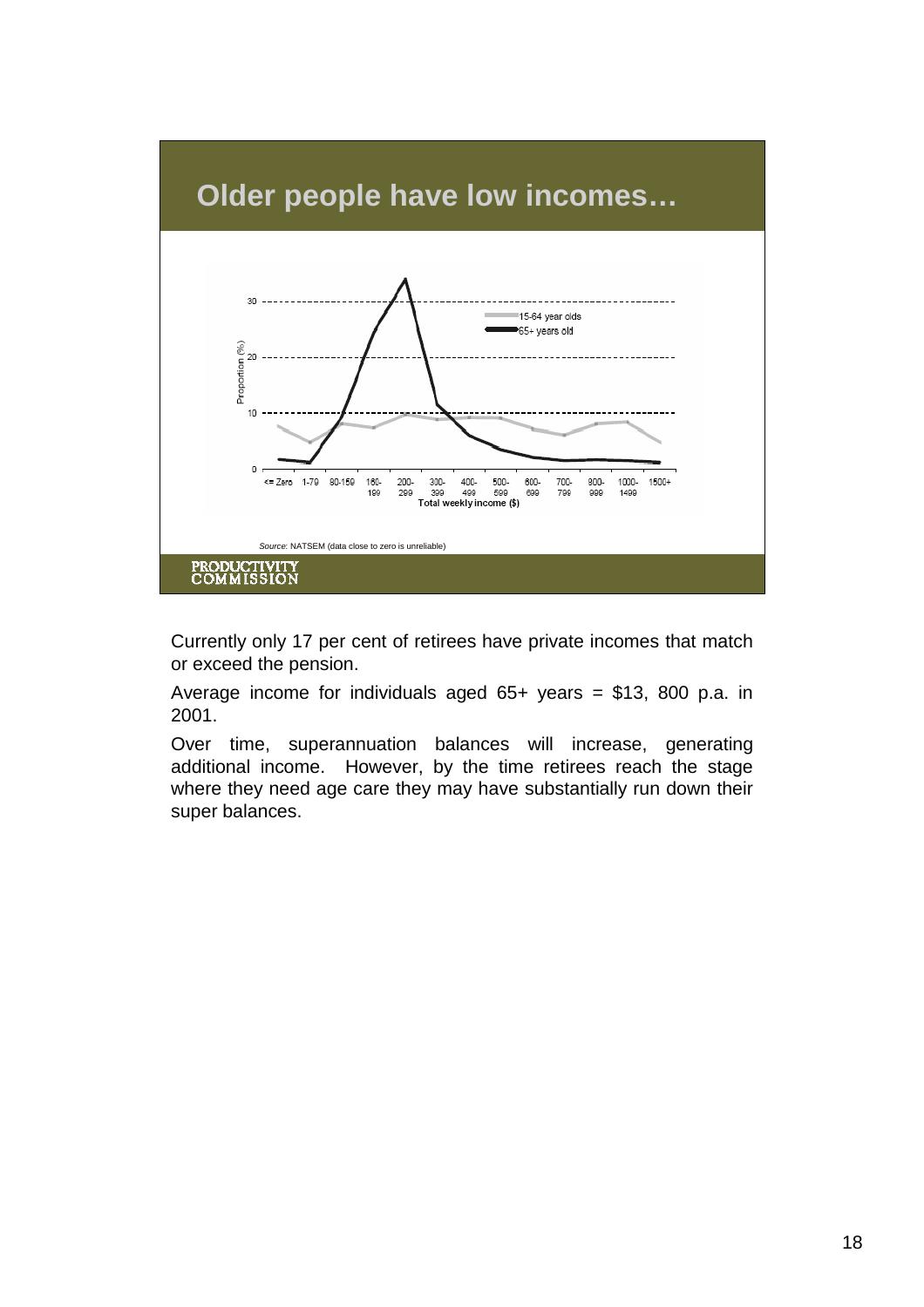## Older people have low incomes…

Proportion (%)

15-64 year olds
65+ years old

Total weekly income ($)

<= Zero, 1-79, 80-159, 160-199, 200-299, 300-399, 400-499, 500-599, 600-699, 700-799, 800-999, 1000-1499, 1500+

*Source*: NATSEM (data close to zero is unreliable)

PRODUCTIVITY COMMISSION

Currently only 17 per cent of retirees have private incomes that match or exceed the pension.

Average income for individuals aged 65+ years = $13, 800 p.a. in 2001.

Over time, superannuation balances will increase, generating additional income. However, by the time retirees reach the stage where they need age care they may have substantially run down their super balances.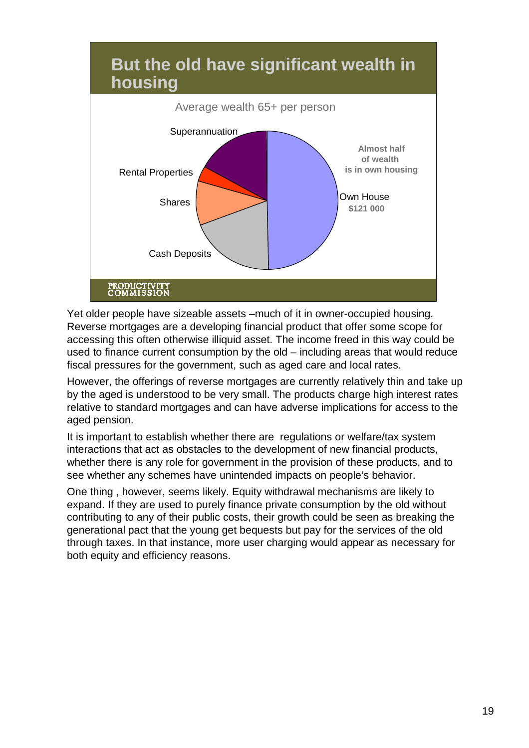## But the old have significant wealth in housing

Average wealth 65+ per person

Superannuation

Rental Properties

Shares

Cash Deposits

Own House
**$121 000**

**Almost half of wealth is in own housing**

PRODUCTIVITY COMMISSION

Yet older people have sizeable assets –much of it in owner-occupied housing. Reverse mortgages are a developing financial product that offer some scope for accessing this often otherwise illiquid asset. The income freed in this way could be used to finance current consumption by the old – including areas that would reduce fiscal pressures for the government, such as aged care and local rates.

However, the offerings of reverse mortgages are currently relatively thin and take up by the aged is understood to be very small. The products charge high interest rates relative to standard mortgages and can have adverse implications for access to the aged pension.

It is important to establish whether there are regulations or welfare/tax system interactions that act as obstacles to the development of new financial products, whether there is any role for government in the provision of these products, and to see whether any schemes have unintended impacts on people's behavior.

One thing , however, seems likely. Equity withdrawal mechanisms are likely to expand. If they are used to purely finance private consumption by the old without contributing to any of their public costs, their growth could be seen as breaking the generational pact that the young get bequests but pay for the services of the old through taxes. In that instance, more user charging would appear as necessary for both equity and efficiency reasons.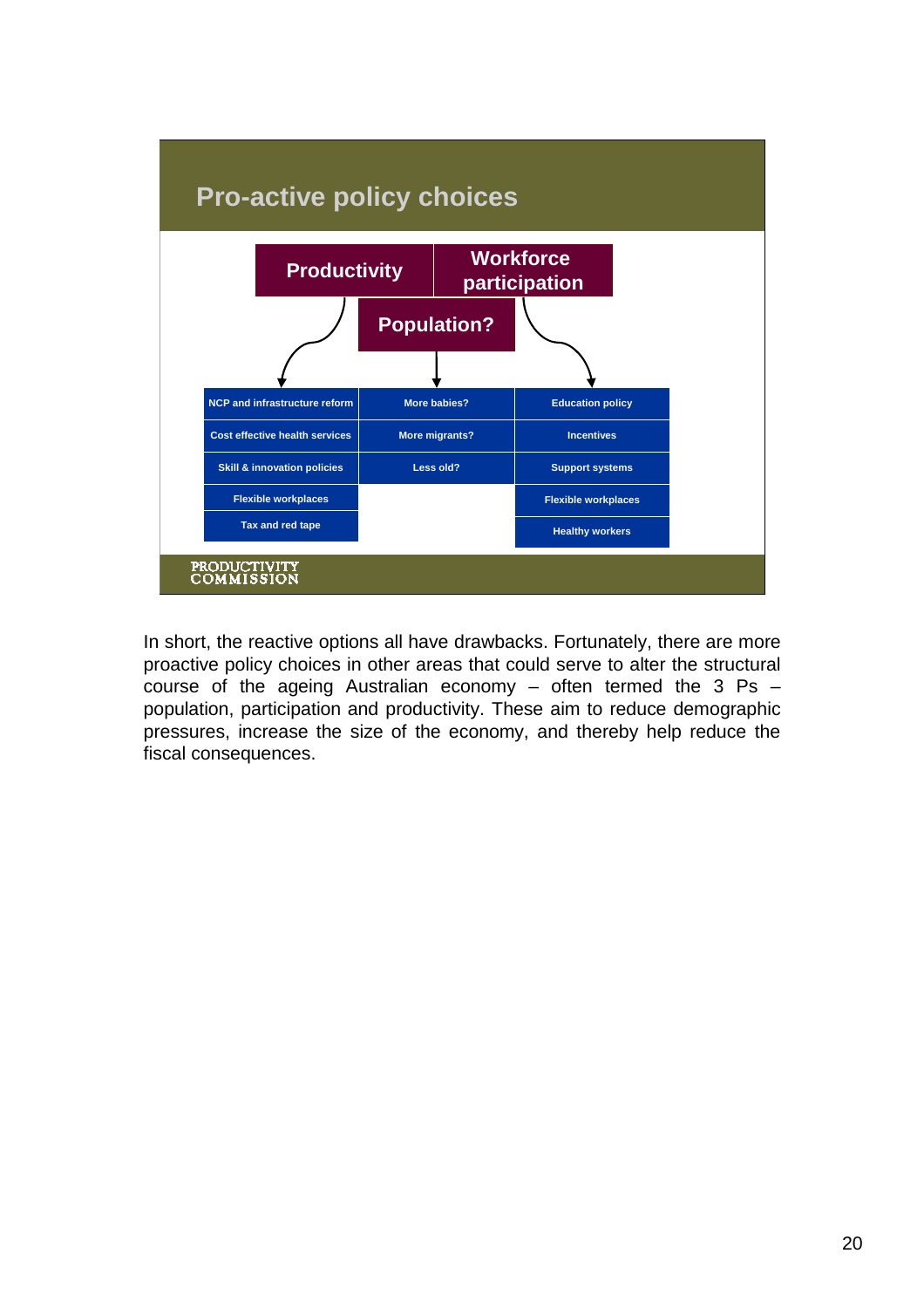## Pro-active policy choices

| Productivity | Population? | Workforce participation |
| --- | --- | --- |
| NCP and infrastructure reform | More babies? | Education policy |
| Cost effective health services | More migrants? | Incentives |
| Skill & innovation policies | Less old? | Support systems |
| Flexible workplaces | | Flexible workplaces |
| Tax and red tape | | Healthy workers |

PRODUCTIVITY COMMISSION

In short, the reactive options all have drawbacks. Fortunately, there are more proactive policy choices in other areas that could serve to alter the structural course of the ageing Australian economy – often termed the 3 Ps – population, participation and productivity. These aim to reduce demographic pressures, increase the size of the economy, and thereby help reduce the fiscal consequences.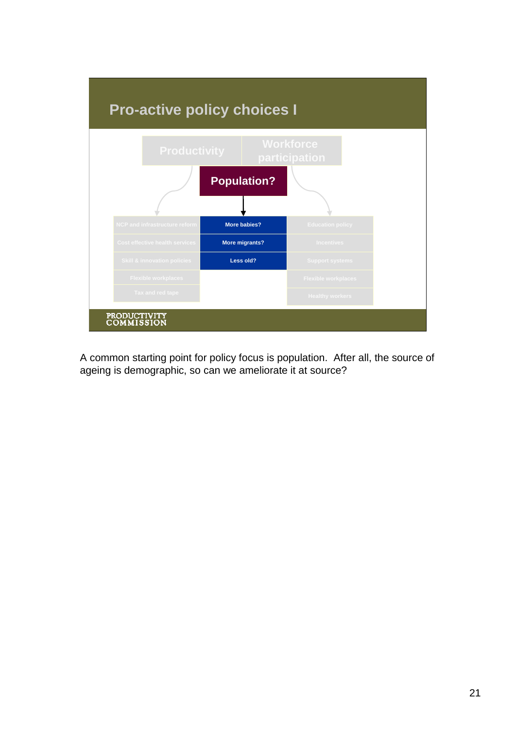## Pro-active policy choices I

Productivity | Workforce participation

**Population?**

| NCP and infrastructure reform | **More babies?** | Education policy |
|---|---|---|
| Cost effective health services | **More migrants?** | Incentives |
| Skill & innovation policies | **Less old?** | Support systems |
| Flexible workplaces | | Flexible workplaces |
| Tax and red tape | | Healthy workers |

PRODUCTIVITY COMMISSION

A common starting point for policy focus is population. After all, the source of ageing is demographic, so can we ameliorate it at source?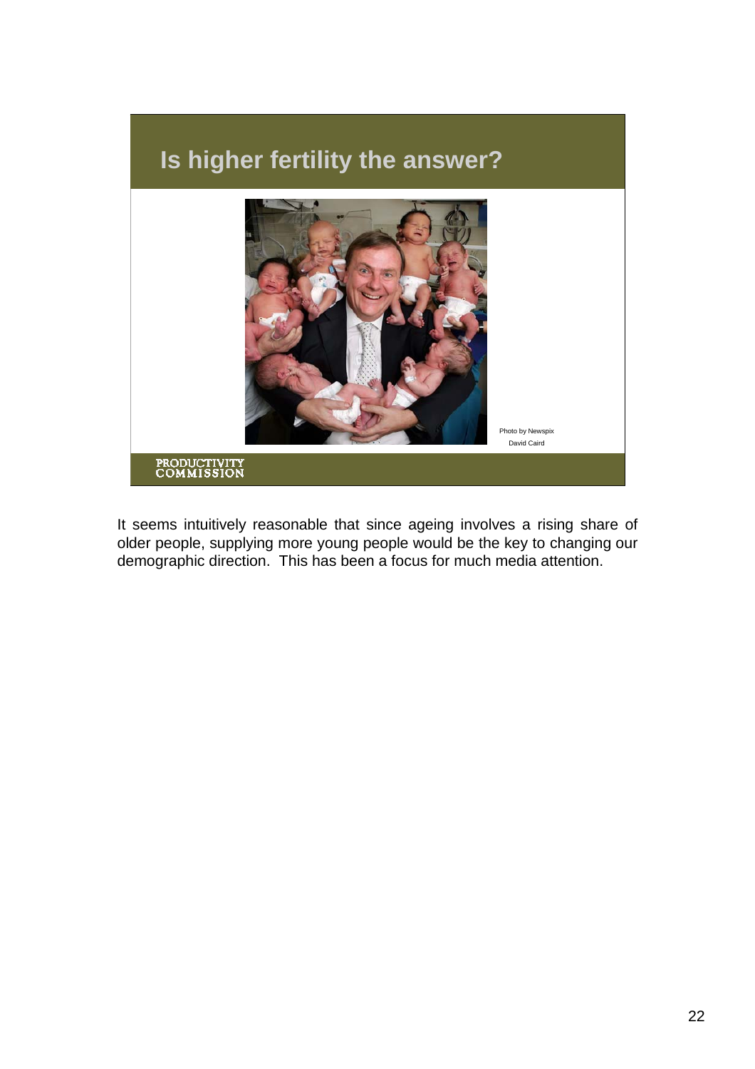## Is higher fertility the answer?

Photo by Newspix
David Caird

PRODUCTIVITY COMMISSION

It seems intuitively reasonable that since ageing involves a rising share of older people, supplying more young people would be the key to changing our demographic direction. This has been a focus for much media attention.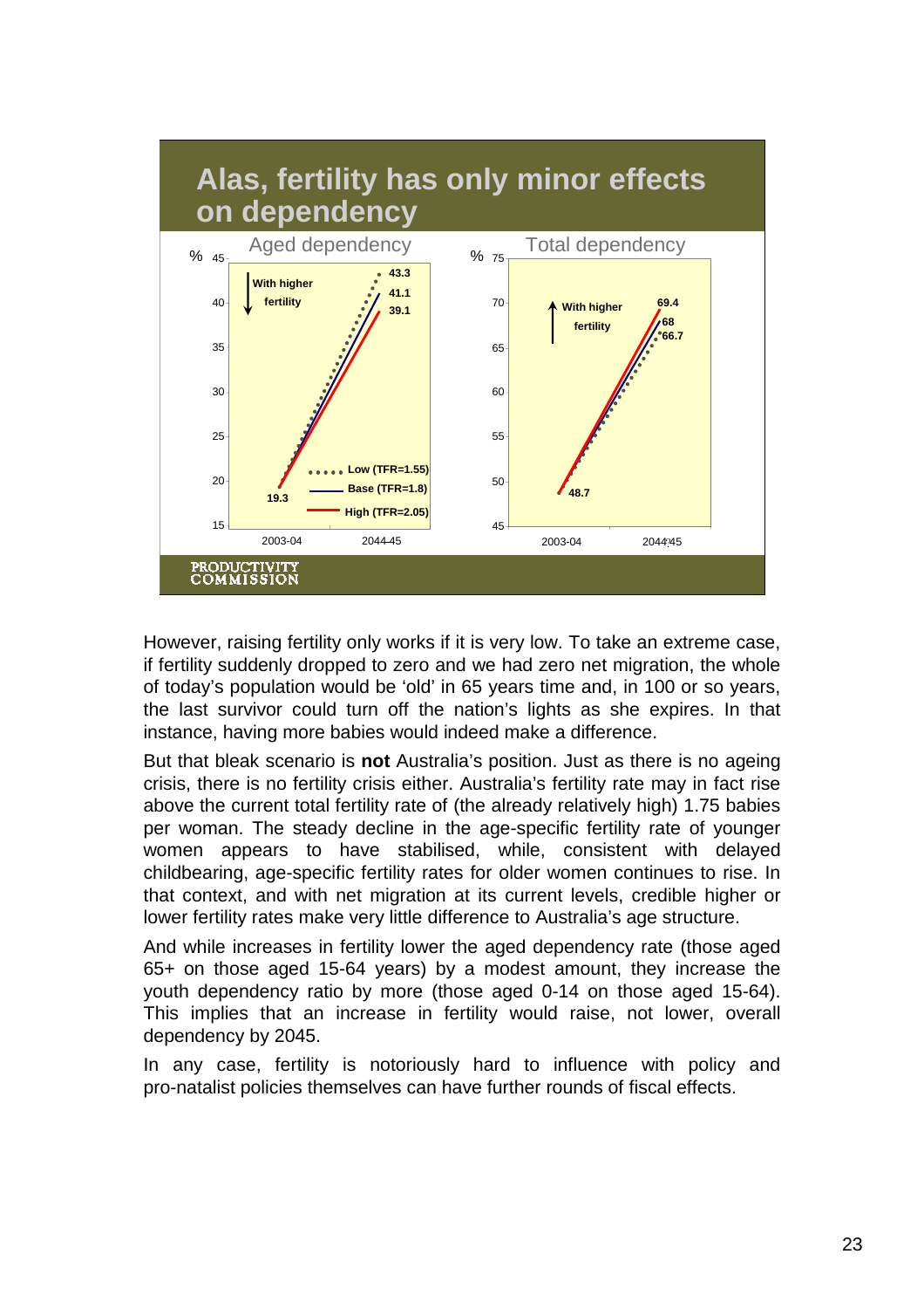## Alas, fertility has only minor effects on dependency

Aged dependency

| % | |
|---|---|
| With higher fertility ↓ | |
| 2003-04: 19.3 | 2044-45: Low (TFR=1.55) 43.3; Base (TFR=1.8) 41.1; High (TFR=2.05) 39.1 |

Total dependency

| % | |
|---|---|
| With higher fertility ↑ | |
| 2003-04: 48.7 | 2044-45: High 69.4; Base 68; Low 66.7 |

PRODUCTIVITY COMMISSION

However, raising fertility only works if it is very low. To take an extreme case, if fertility suddenly dropped to zero and we had zero net migration, the whole of today's population would be 'old' in 65 years time and, in 100 or so years, the last survivor could turn off the nation's lights as she expires. In that instance, having more babies would indeed make a difference.

But that bleak scenario is **not** Australia's position. Just as there is no ageing crisis, there is no fertility crisis either. Australia's fertility rate may in fact rise above the current total fertility rate of (the already relatively high) 1.75 babies per woman. The steady decline in the age-specific fertility rate of younger women appears to have stabilised, while, consistent with delayed childbearing, age-specific fertility rates for older women continues to rise. In that context, and with net migration at its current levels, credible higher or lower fertility rates make very little difference to Australia's age structure.

And while increases in fertility lower the aged dependency rate (those aged 65+ on those aged 15-64 years) by a modest amount, they increase the youth dependency ratio by more (those aged 0-14 on those aged 15-64). This implies that an increase in fertility would raise, not lower, overall dependency by 2045.

In any case, fertility is notoriously hard to influence with policy and pro-natalist policies themselves can have further rounds of fiscal effects.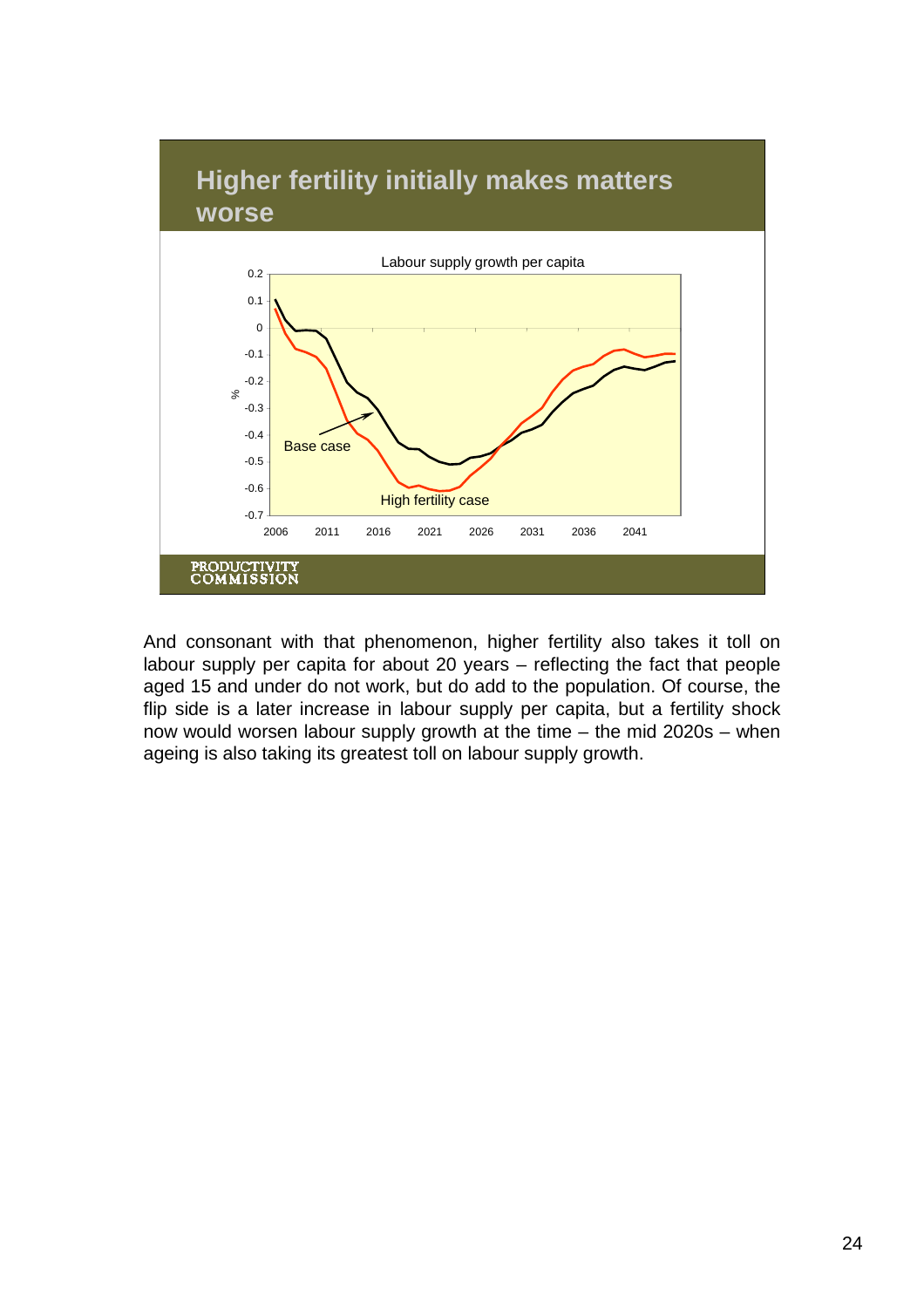## Higher fertility initially makes matters worse

Labour supply growth per capita

Base case

High fertility case

PRODUCTIVITY COMMISSION

And consonant with that phenomenon, higher fertility also takes it toll on labour supply per capita for about 20 years – reflecting the fact that people aged 15 and under do not work, but do add to the population. Of course, the flip side is a later increase in labour supply per capita, but a fertility shock now would worsen labour supply growth at the time – the mid 2020s – when ageing is also taking its greatest toll on labour supply growth.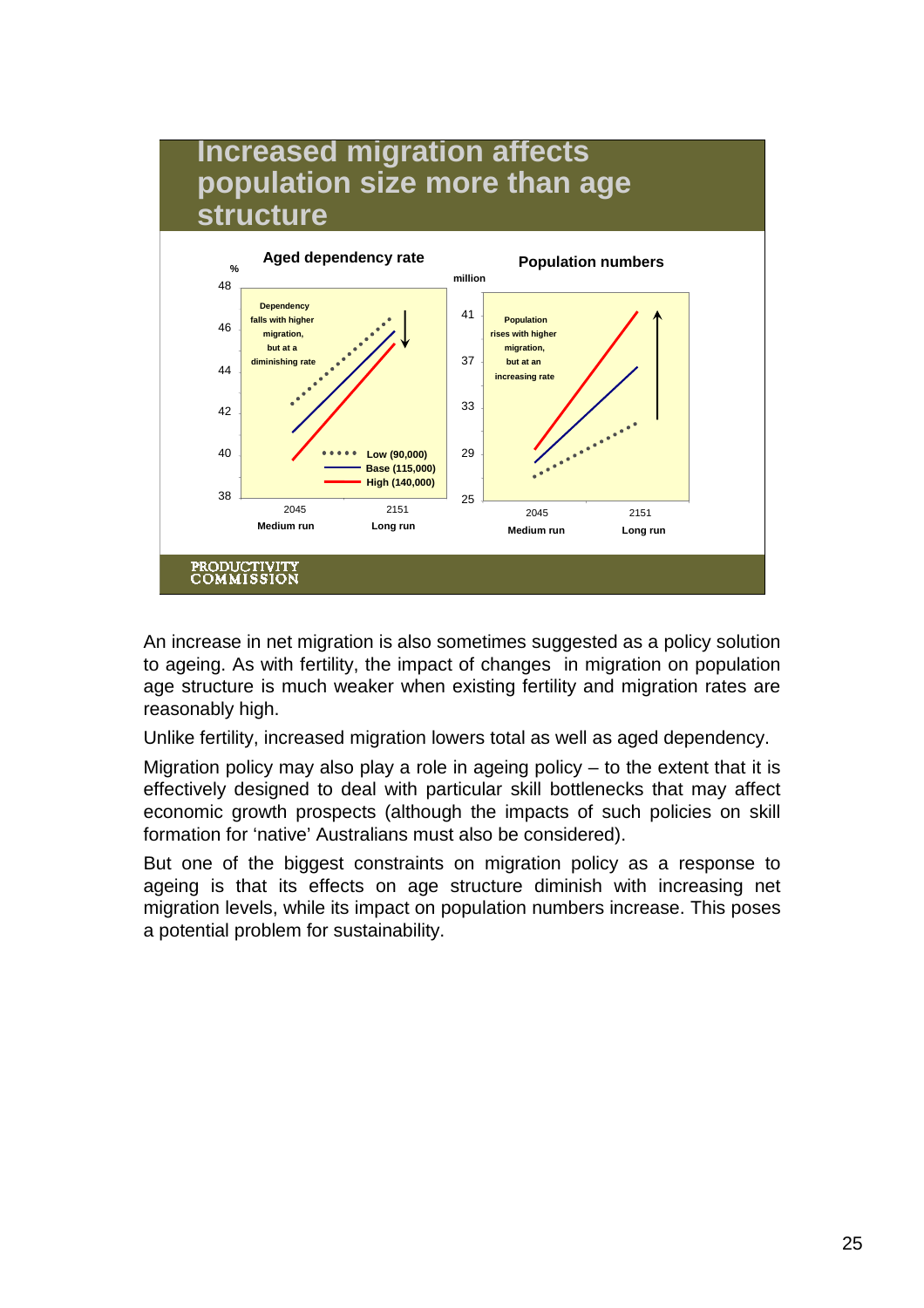## Increased migration affects population size more than age structure

**Aged dependency rate**

%

Dependency falls with higher migration, but at a diminishing rate

Low (90,000)
Base (115,000)
High (140,000)

2045 Medium run — 2151 Long run

**Population numbers**

million

Population rises with higher migration, but at an increasing rate

2045 Medium run — 2151 Long run

PRODUCTIVITY COMMISSION

An increase in net migration is also sometimes suggested as a policy solution to ageing. As with fertility, the impact of changes in migration on population age structure is much weaker when existing fertility and migration rates are reasonably high.

Unlike fertility, increased migration lowers total as well as aged dependency.

Migration policy may also play a role in ageing policy – to the extent that it is effectively designed to deal with particular skill bottlenecks that may affect economic growth prospects (although the impacts of such policies on skill formation for 'native' Australians must also be considered).

But one of the biggest constraints on migration policy as a response to ageing is that its effects on age structure diminish with increasing net migration levels, while its impact on population numbers increase. This poses a potential problem for sustainability.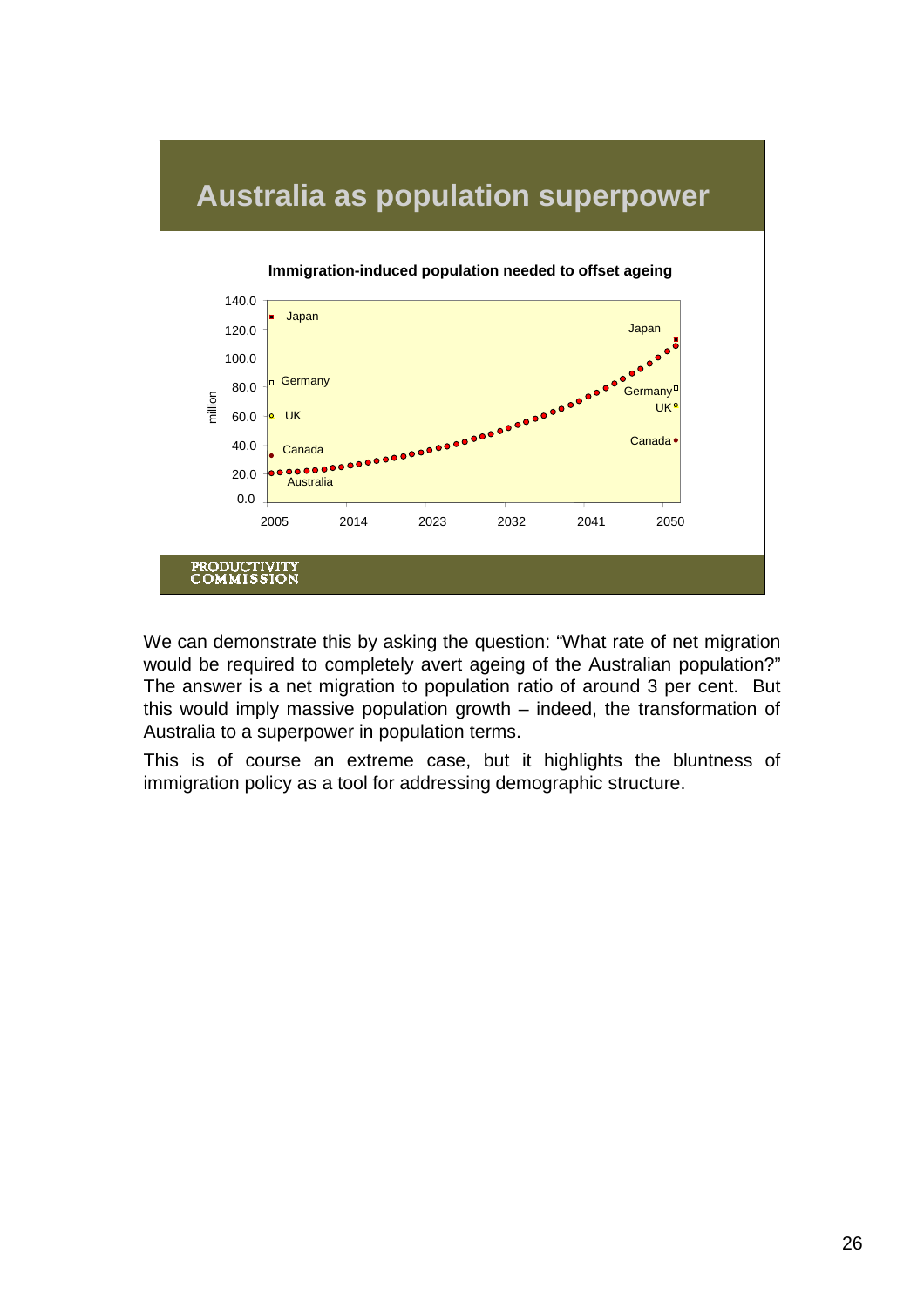## Australia as population superpower

**Immigration-induced population needed to offset ageing**

PRODUCTIVITY COMMISSION

We can demonstrate this by asking the question: "What rate of net migration would be required to completely avert ageing of the Australian population?" The answer is a net migration to population ratio of around 3 per cent. But this would imply massive population growth – indeed, the transformation of Australia to a superpower in population terms.

This is of course an extreme case, but it highlights the bluntness of immigration policy as a tool for addressing demographic structure.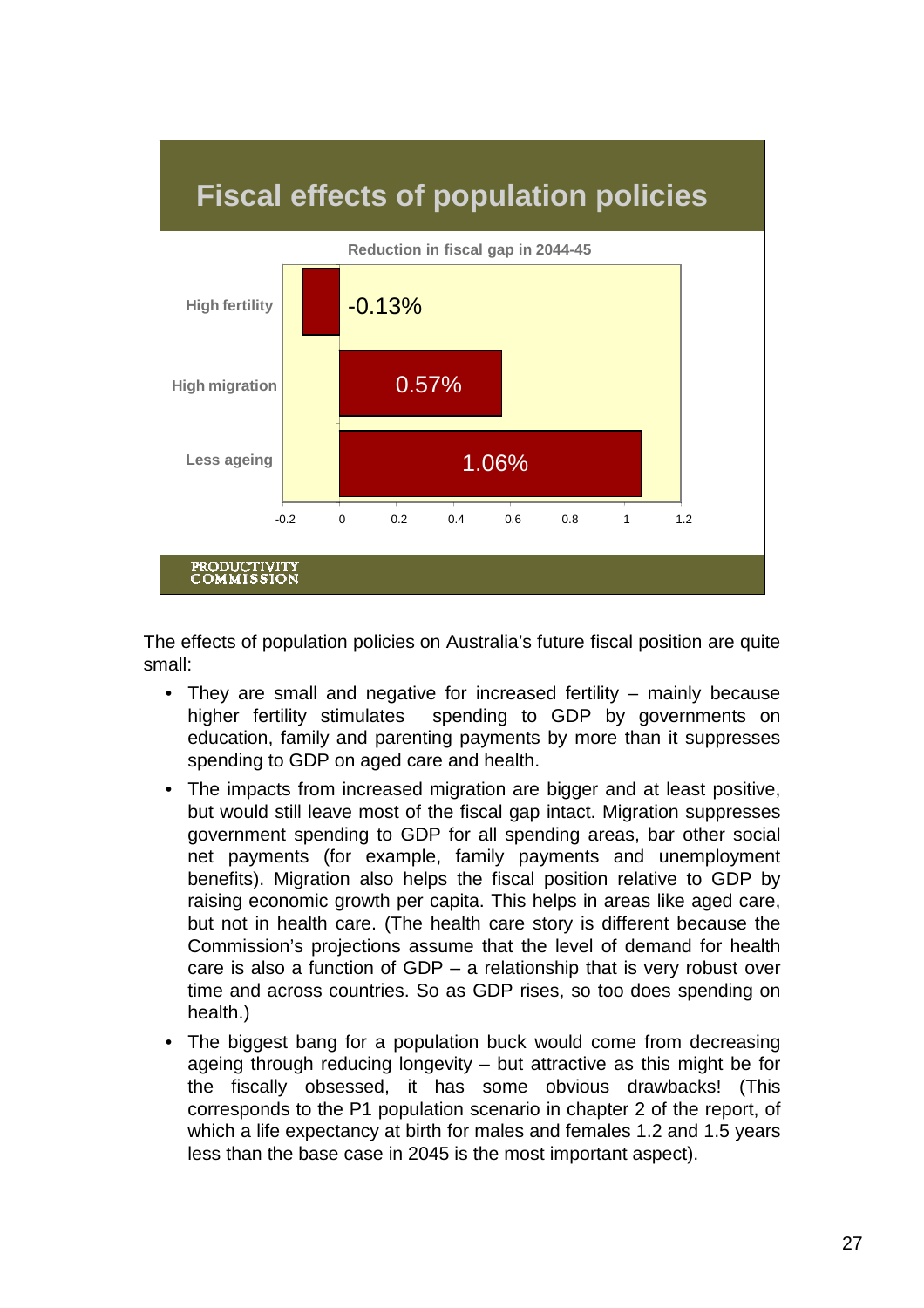## Fiscal effects of population policies

**Reduction in fiscal gap in 2044-45**

| Scenario | Reduction in fiscal gap |
| --- | --- |
| High fertility | -0.13% |
| High migration | 0.57% |
| Less ageing | 1.06% |

PRODUCTIVITY COMMISSION

The effects of population policies on Australia's future fiscal position are quite small:

- They are small and negative for increased fertility – mainly because higher fertility stimulates spending to GDP by governments on education, family and parenting payments by more than it suppresses spending to GDP on aged care and health.
- The impacts from increased migration are bigger and at least positive, but would still leave most of the fiscal gap intact. Migration suppresses government spending to GDP for all spending areas, bar other social net payments (for example, family payments and unemployment benefits). Migration also helps the fiscal position relative to GDP by raising economic growth per capita. This helps in areas like aged care, but not in health care. (The health care story is different because the Commission's projections assume that the level of demand for health care is also a function of GDP – a relationship that is very robust over time and across countries. So as GDP rises, so too does spending on health.)
- The biggest bang for a population buck would come from decreasing ageing through reducing longevity – but attractive as this might be for the fiscally obsessed, it has some obvious drawbacks! (This corresponds to the P1 population scenario in chapter 2 of the report, of which a life expectancy at birth for males and females 1.2 and 1.5 years less than the base case in 2045 is the most important aspect).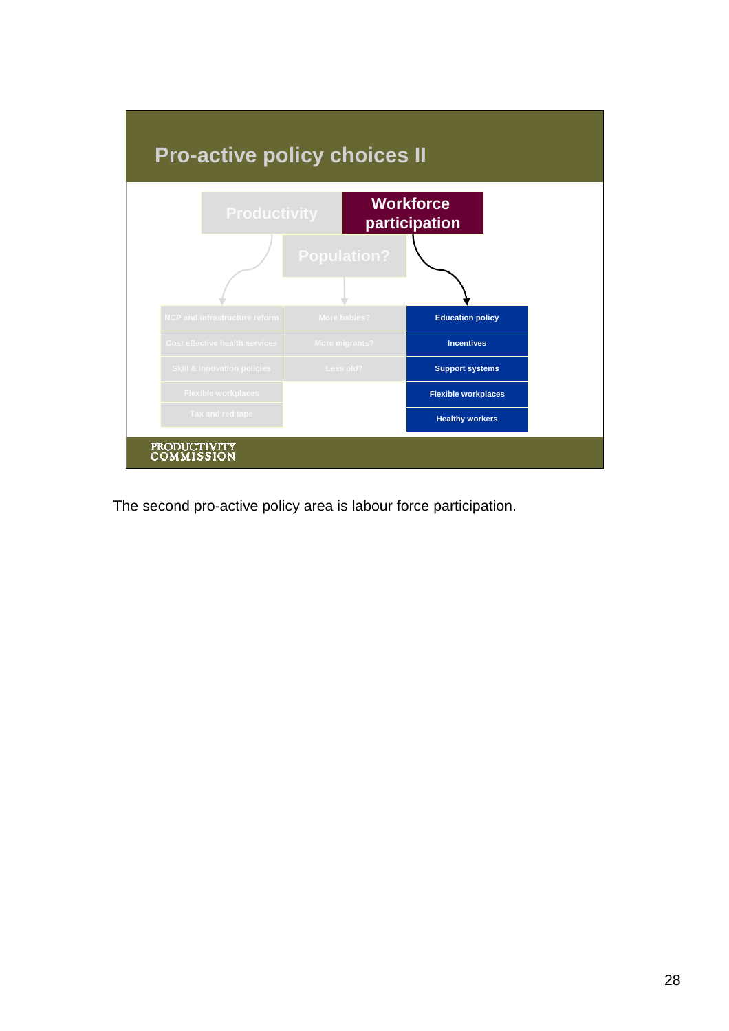## Pro-active policy choices II

| Productivity | Population? | Workforce participation |
|---|---|---|
| NCP and infrastructure reform | More babies? | Education policy |
| Cost effective health services | More migrants? | Incentives |
| Skill & innovation policies | Less old? | Support systems |
| Flexible workplaces | | Flexible workplaces |
| Tax and red tape | | Healthy workers |

PRODUCTIVITY COMMISSION

The second pro-active policy area is labour force participation.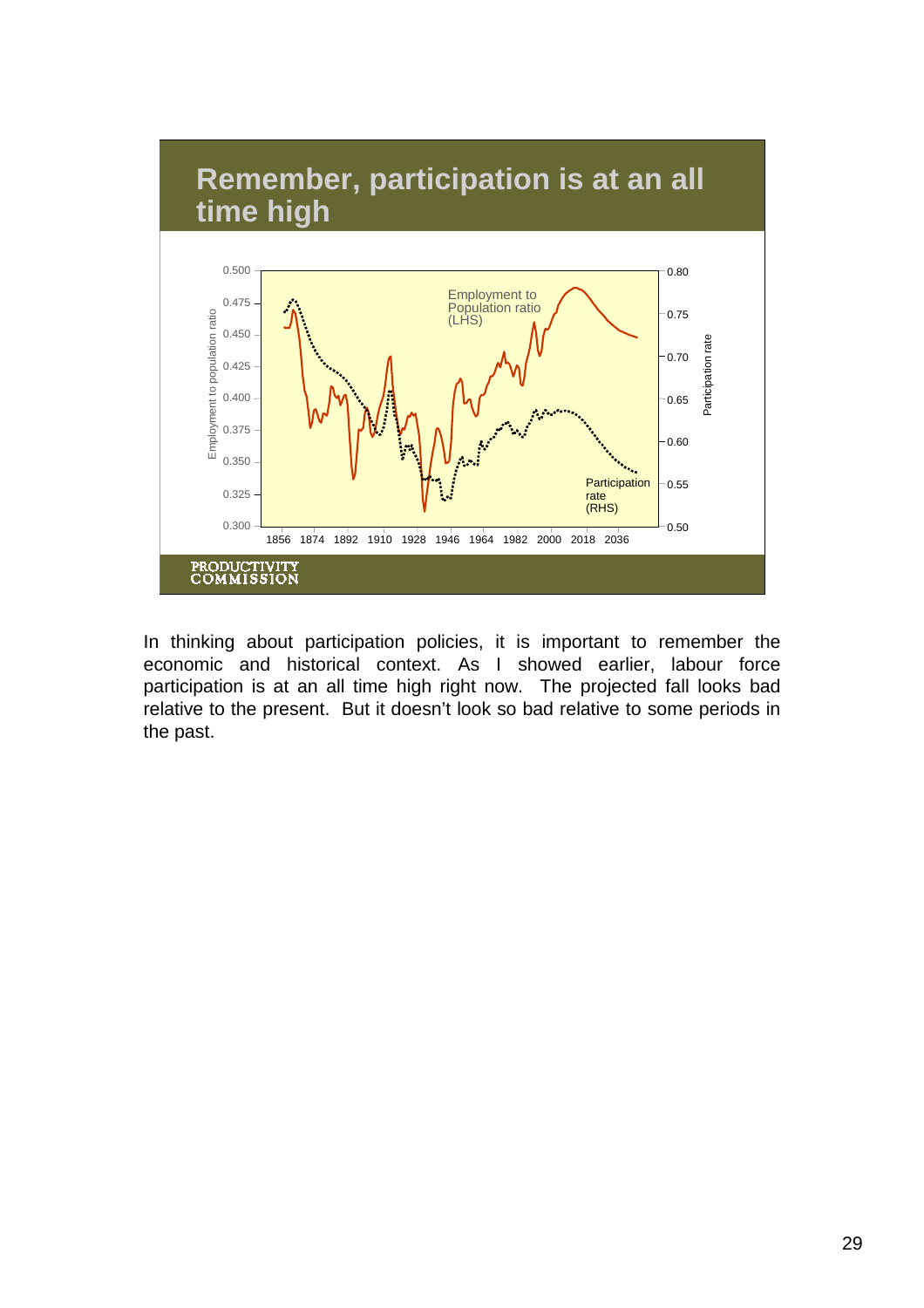## Remember, participation is at an all time high

PRODUCTIVITY COMMISSION

In thinking about participation policies, it is important to remember the economic and historical context. As I showed earlier, labour force participation is at an all time high right now. The projected fall looks bad relative to the present. But it doesn't look so bad relative to some periods in the past.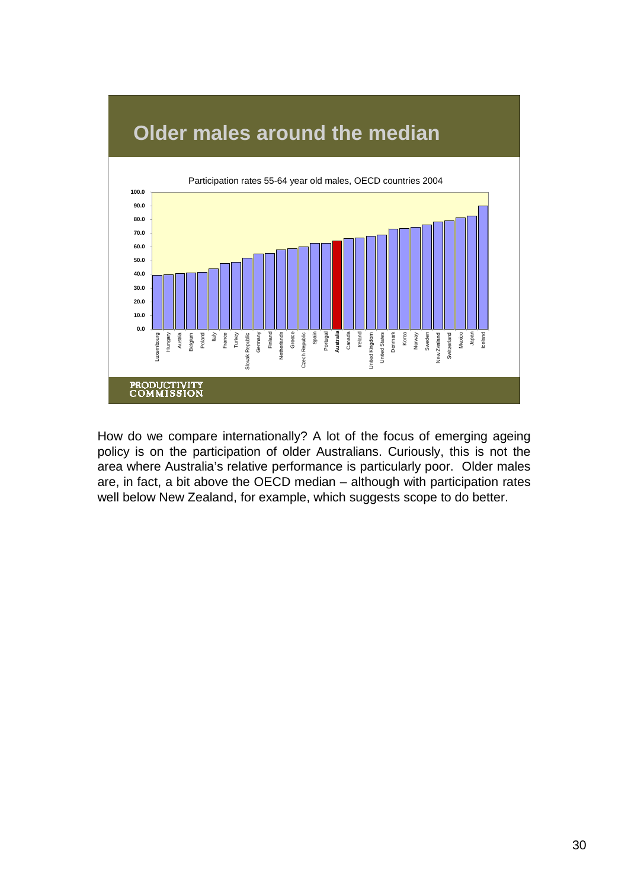## Older males around the median

Participation rates 55-64 year old males, OECD countries 2004

PRODUCTIVITY COMMISSION

How do we compare internationally? A lot of the focus of emerging ageing policy is on the participation of older Australians. Curiously, this is not the area where Australia's relative performance is particularly poor. Older males are, in fact, a bit above the OECD median – although with participation rates well below New Zealand, for example, which suggests scope to do better.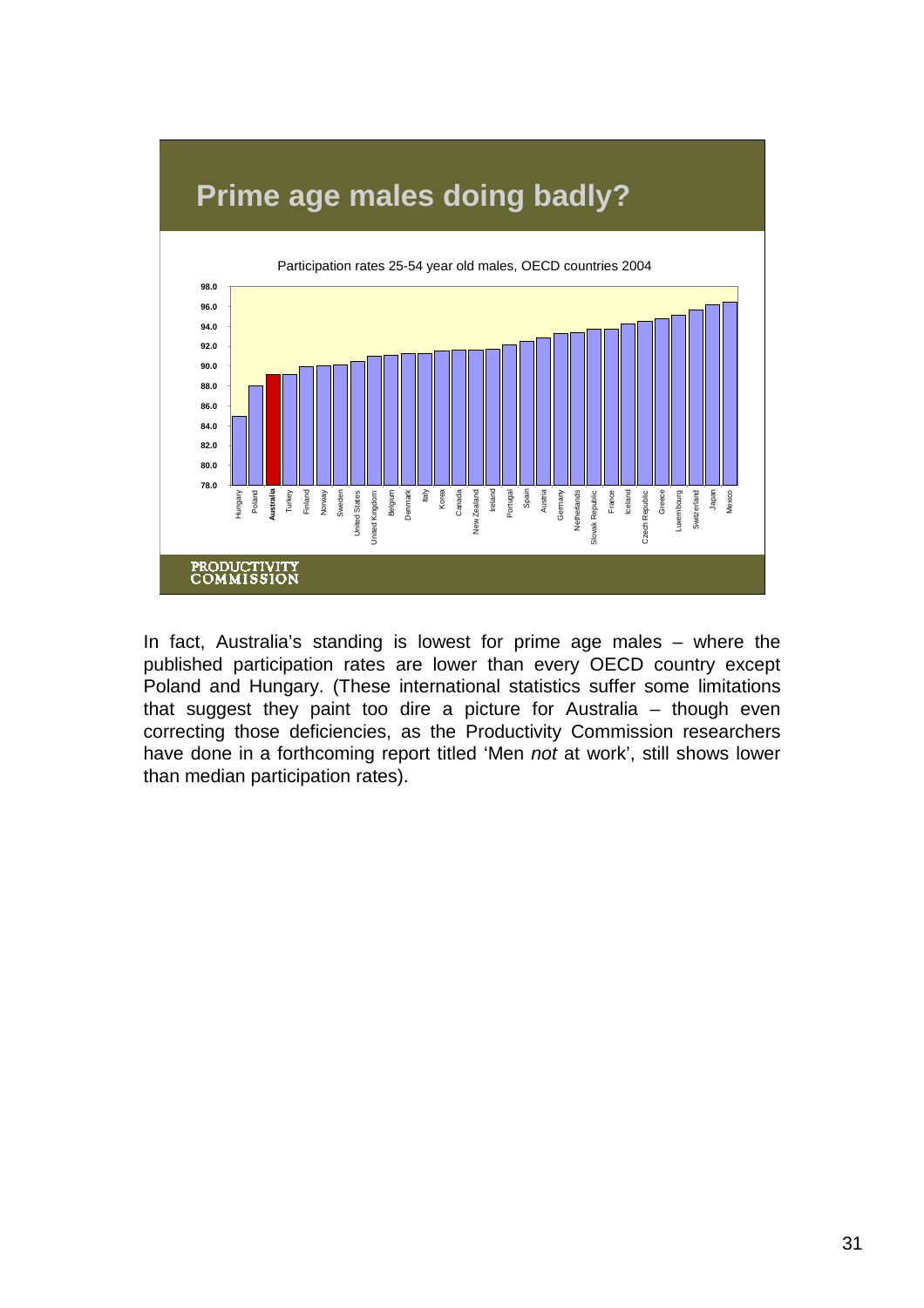## Prime age males doing badly?

Participation rates 25-54 year old males, OECD countries 2004

PRODUCTIVITY COMMISSION

In fact, Australia's standing is lowest for prime age males – where the published participation rates are lower than every OECD country except Poland and Hungary. (These international statistics suffer some limitations that suggest they paint too dire a picture for Australia – though even correcting those deficiencies, as the Productivity Commission researchers have done in a forthcoming report titled 'Men *not* at work', still shows lower than median participation rates).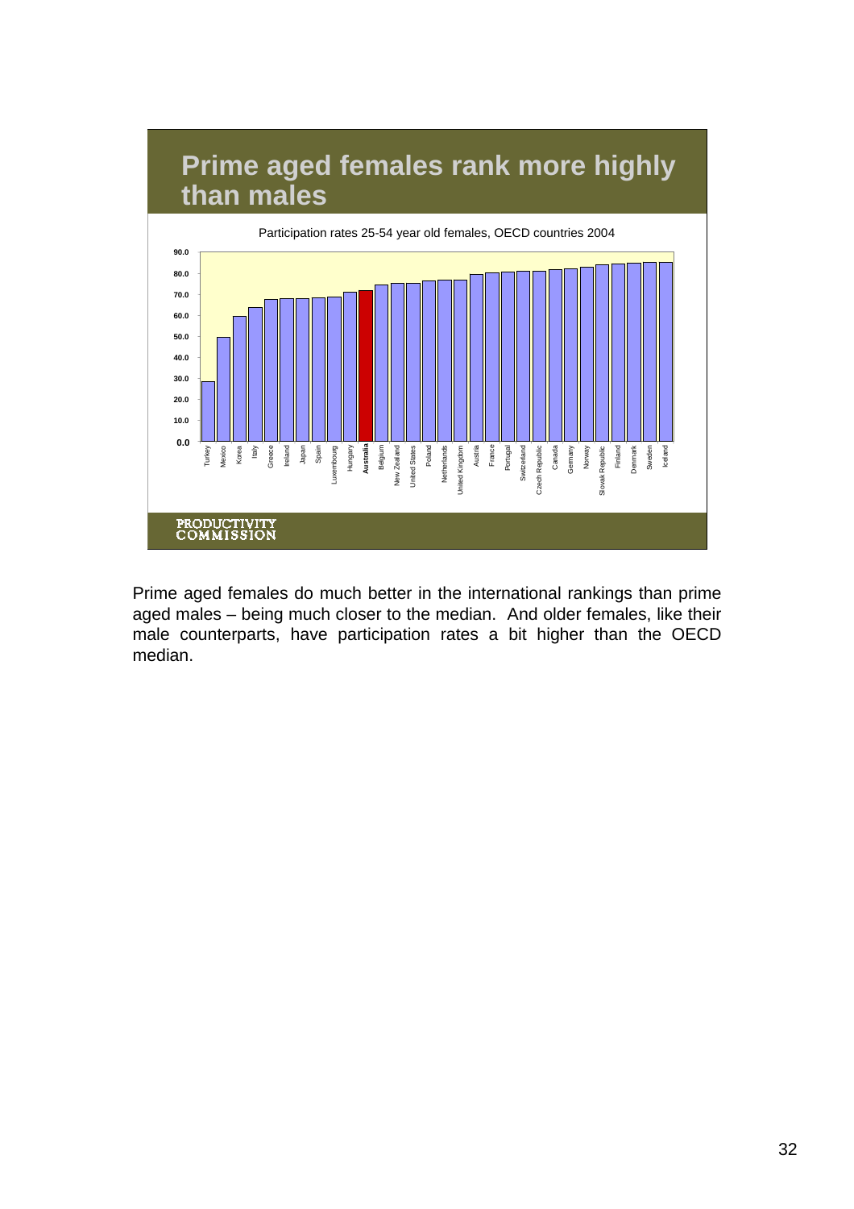## Prime aged females rank more highly than males

Participation rates 25-54 year old females, OECD countries 2004

PRODUCTIVITY COMMISSION

Prime aged females do much better in the international rankings than prime aged males – being much closer to the median. And older females, like their male counterparts, have participation rates a bit higher than the OECD median.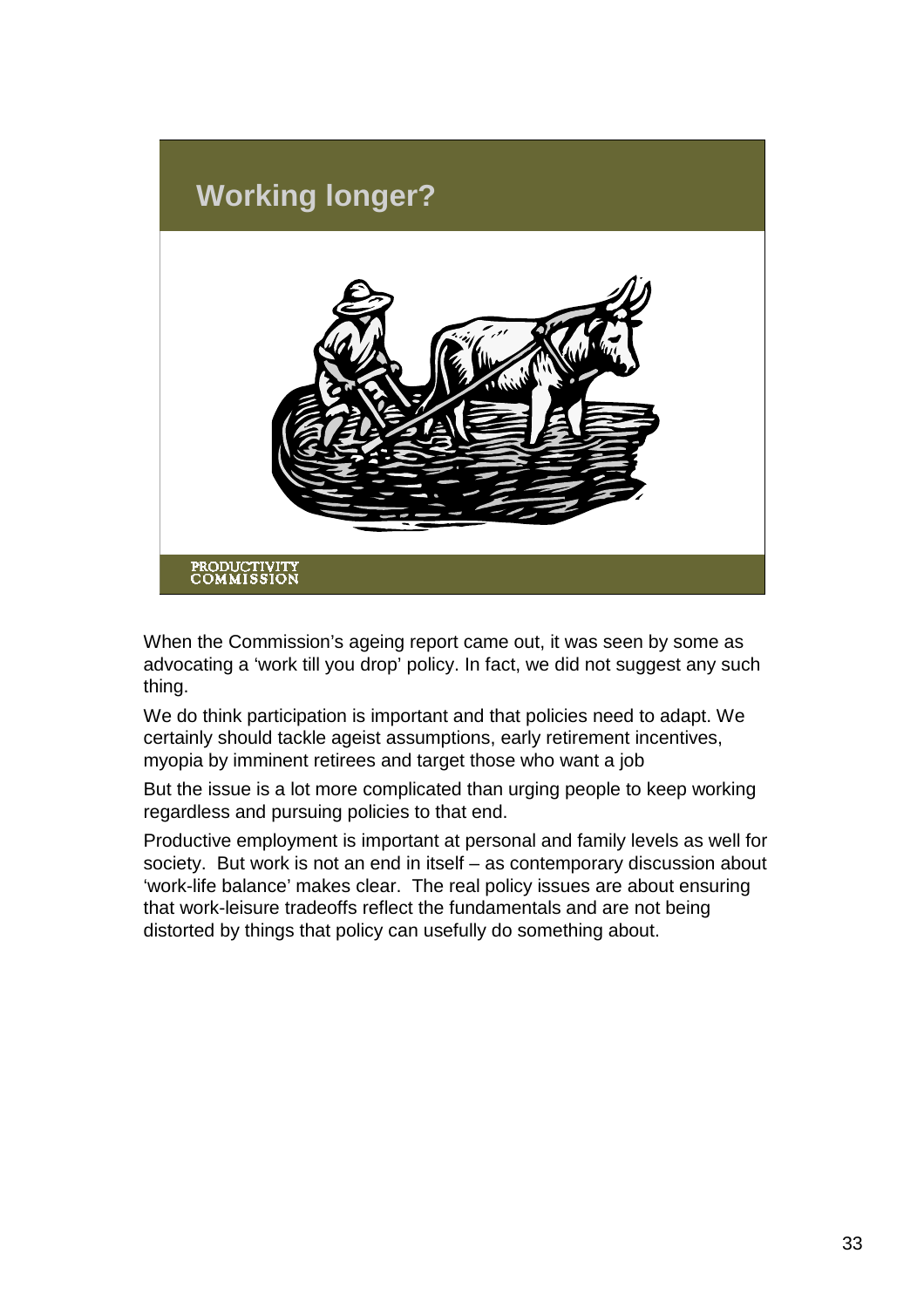## Working longer?

PRODUCTIVITY COMMISSION

When the Commission's ageing report came out, it was seen by some as advocating a 'work till you drop' policy. In fact, we did not suggest any such thing.

We do think participation is important and that policies need to adapt. We certainly should tackle ageist assumptions, early retirement incentives, myopia by imminent retirees and target those who want a job

But the issue is a lot more complicated than urging people to keep working regardless and pursuing policies to that end.

Productive employment is important at personal and family levels as well for society. But work is not an end in itself – as contemporary discussion about 'work-life balance' makes clear. The real policy issues are about ensuring that work-leisure tradeoffs reflect the fundamentals and are not being distorted by things that policy can usefully do something about.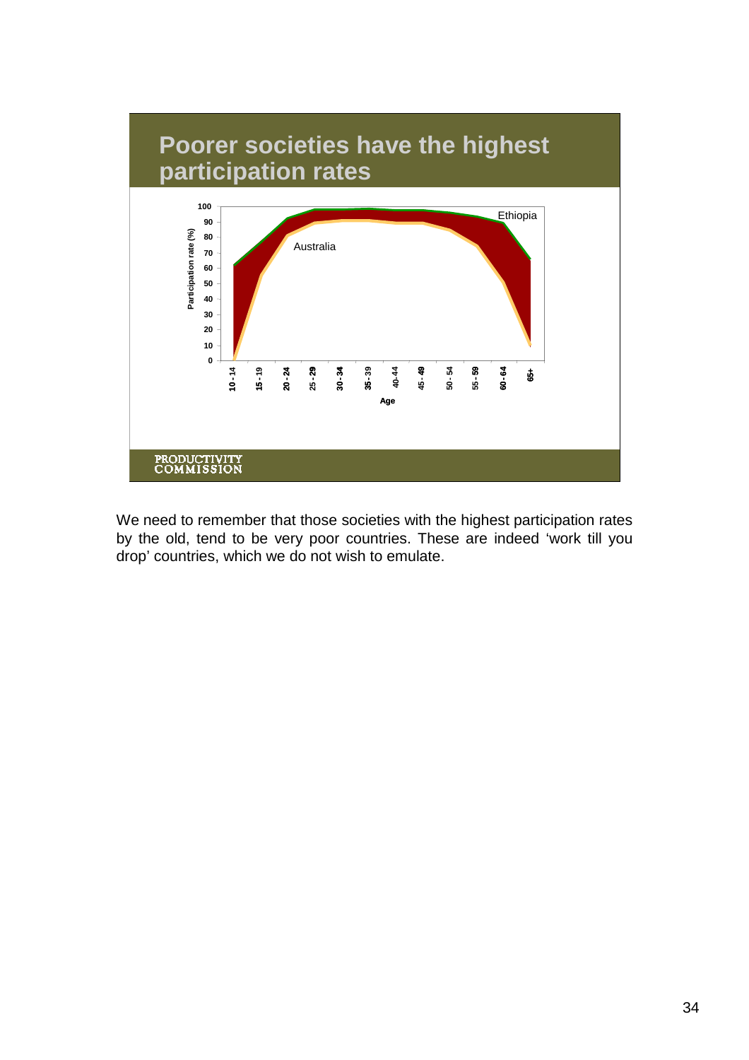## Poorer societies have the highest participation rates

Participation rate (%)

Ethiopia

Australia

Age: 10 - 14, 15 - 19, 20 - 24, 25 - 29, 30 - 34, 35 - 39, 40 - 44, 45 - 49, 50 - 54, 55 - 59, 60 - 64, 65+

PRODUCTIVITY COMMISSION

We need to remember that those societies with the highest participation rates by the old, tend to be very poor countries. These are indeed 'work till you drop' countries, which we do not wish to emulate.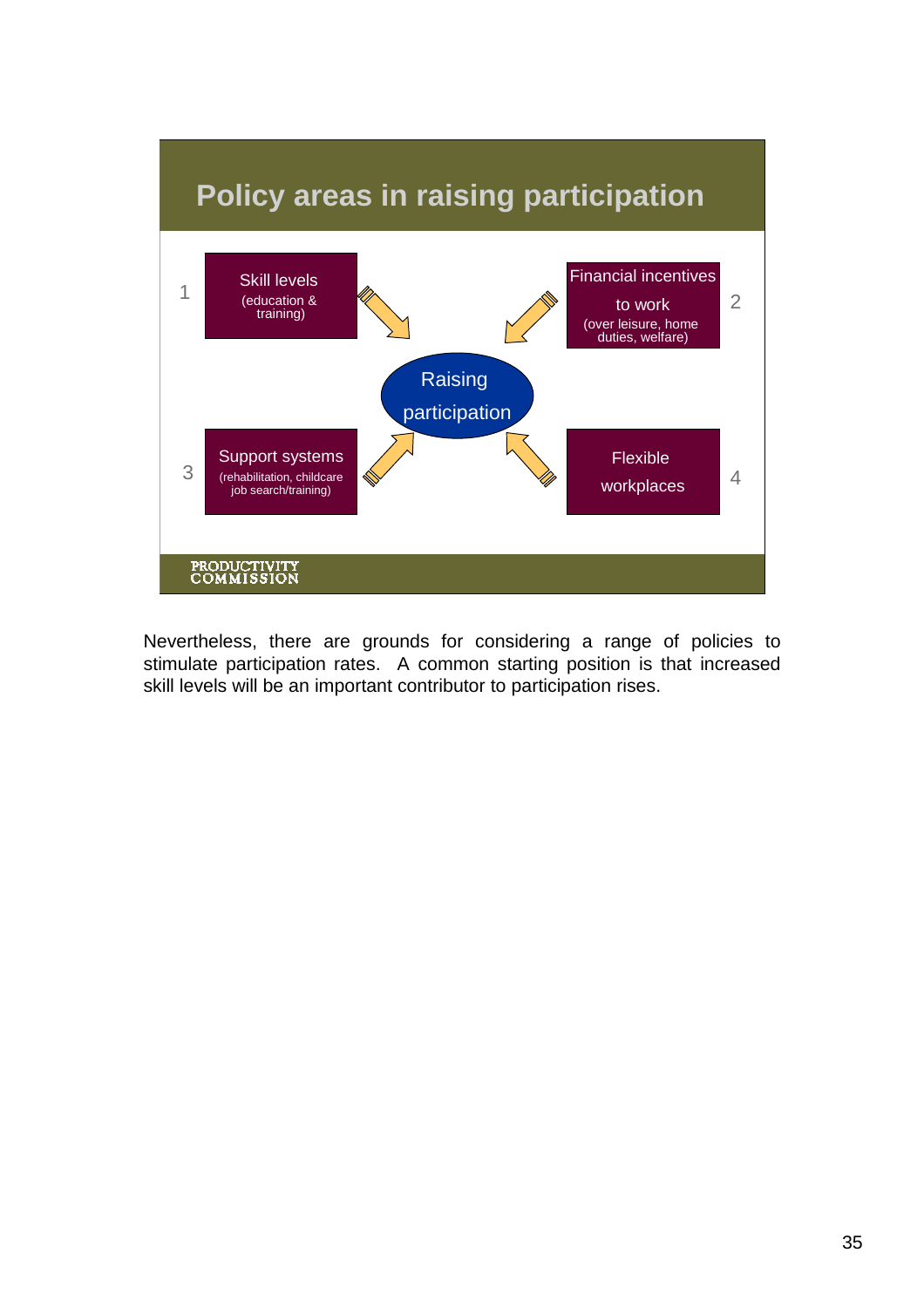## Policy areas in raising participation

1. Skill levels (education & training)
2. Financial incentives to work (over leisure, home duties, welfare)
3. Support systems (rehabilitation, childcare job search/training)
4. Flexible workplaces

Raising participation

PRODUCTIVITY COMMISSION

Nevertheless, there are grounds for considering a range of policies to stimulate participation rates. A common starting position is that increased skill levels will be an important contributor to participation rises.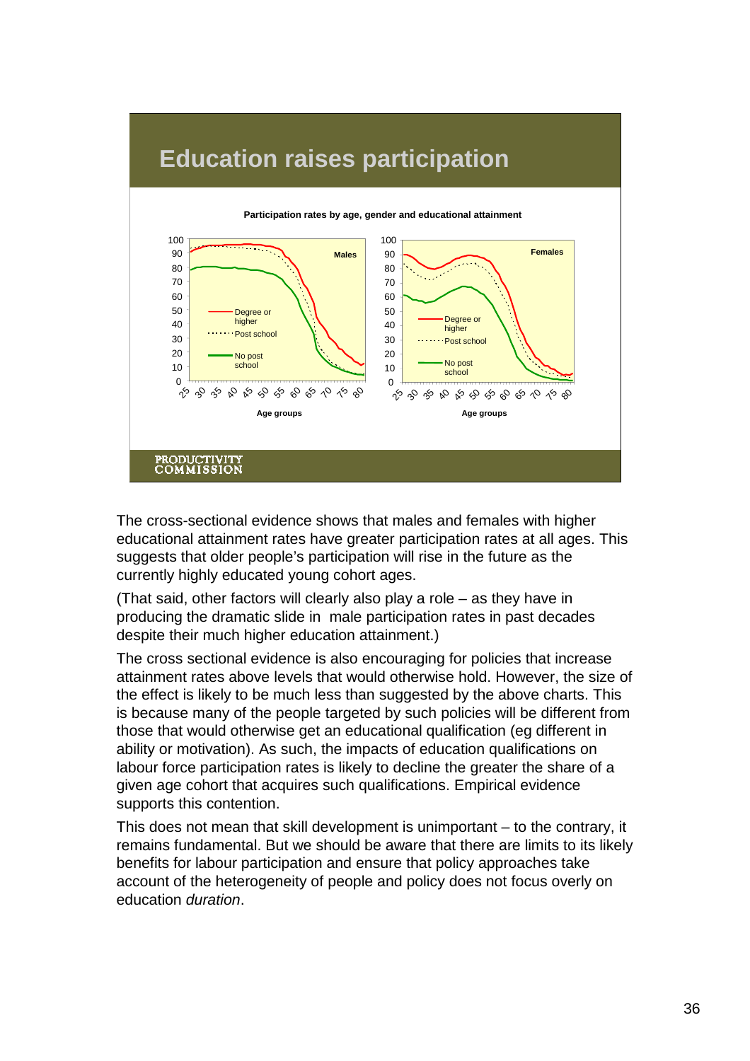## Education raises participation

**Participation rates by age, gender and educational attainment**

The cross-sectional evidence shows that males and females with higher educational attainment rates have greater participation rates at all ages. This suggests that older people's participation will rise in the future as the currently highly educated young cohort ages.

(That said, other factors will clearly also play a role – as they have in producing the dramatic slide in male participation rates in past decades despite their much higher education attainment.)

The cross sectional evidence is also encouraging for policies that increase attainment rates above levels that would otherwise hold. However, the size of the effect is likely to be much less than suggested by the above charts. This is because many of the people targeted by such policies will be different from those that would otherwise get an educational qualification (eg different in ability or motivation). As such, the impacts of education qualifications on labour force participation rates is likely to decline the greater the share of a given age cohort that acquires such qualifications. Empirical evidence supports this contention.

This does not mean that skill development is unimportant – to the contrary, it remains fundamental. But we should be aware that there are limits to its likely benefits for labour participation and ensure that policy approaches take account of the heterogeneity of people and policy does not focus overly on education *duration*.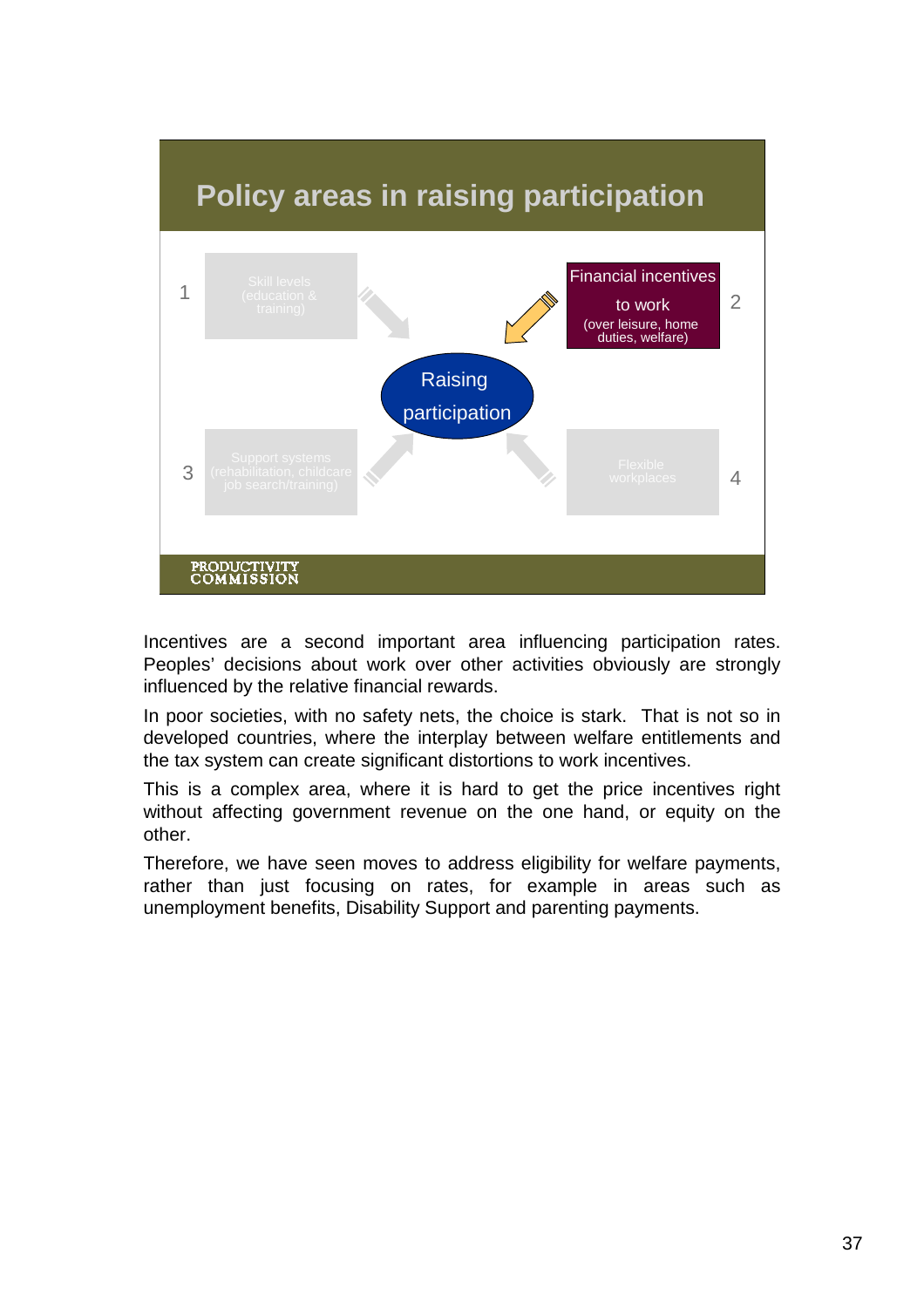## Policy areas in raising participation

1. Skill levels (education & training)
2. Financial incentives to work (over leisure, home duties, welfare)
3. Support systems (rehabilitation, childcare job search/training)
4. Flexible workplaces

Raising participation

PRODUCTIVITY COMMISSION

Incentives are a second important area influencing participation rates. Peoples' decisions about work over other activities obviously are strongly influenced by the relative financial rewards.

In poor societies, with no safety nets, the choice is stark. That is not so in developed countries, where the interplay between welfare entitlements and the tax system can create significant distortions to work incentives.

This is a complex area, where it is hard to get the price incentives right without affecting government revenue on the one hand, or equity on the other.

Therefore, we have seen moves to address eligibility for welfare payments, rather than just focusing on rates, for example in areas such as unemployment benefits, Disability Support and parenting payments.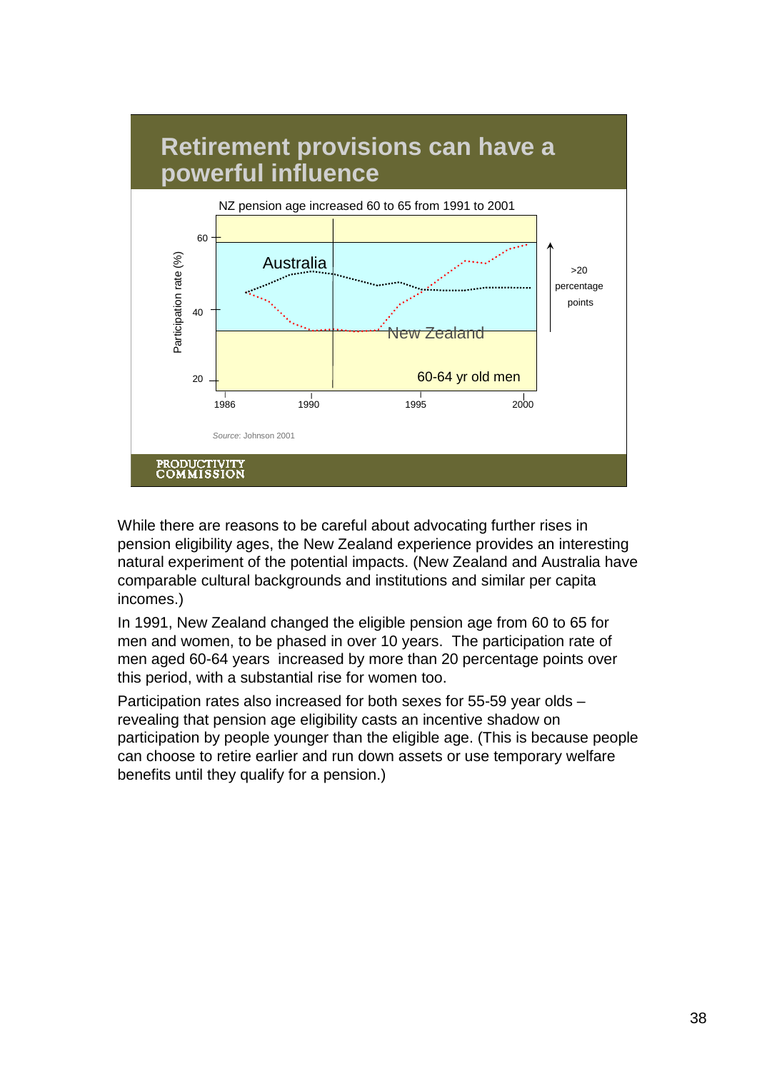## Retirement provisions can have a powerful influence

NZ pension age increased 60 to 65 from 1991 to 2001

Participation rate (%)

Australia

New Zealand

60-64 yr old men

>20 percentage points

*Source*: Johnson 2001

PRODUCTIVITY COMMISSION

While there are reasons to be careful about advocating further rises in pension eligibility ages, the New Zealand experience provides an interesting natural experiment of the potential impacts. (New Zealand and Australia have comparable cultural backgrounds and institutions and similar per capita incomes.)

In 1991, New Zealand changed the eligible pension age from 60 to 65 for men and women, to be phased in over 10 years. The participation rate of men aged 60-64 years increased by more than 20 percentage points over this period, with a substantial rise for women too.

Participation rates also increased for both sexes for 55-59 year olds – revealing that pension age eligibility casts an incentive shadow on participation by people younger than the eligible age. (This is because people can choose to retire earlier and run down assets or use temporary welfare benefits until they qualify for a pension.)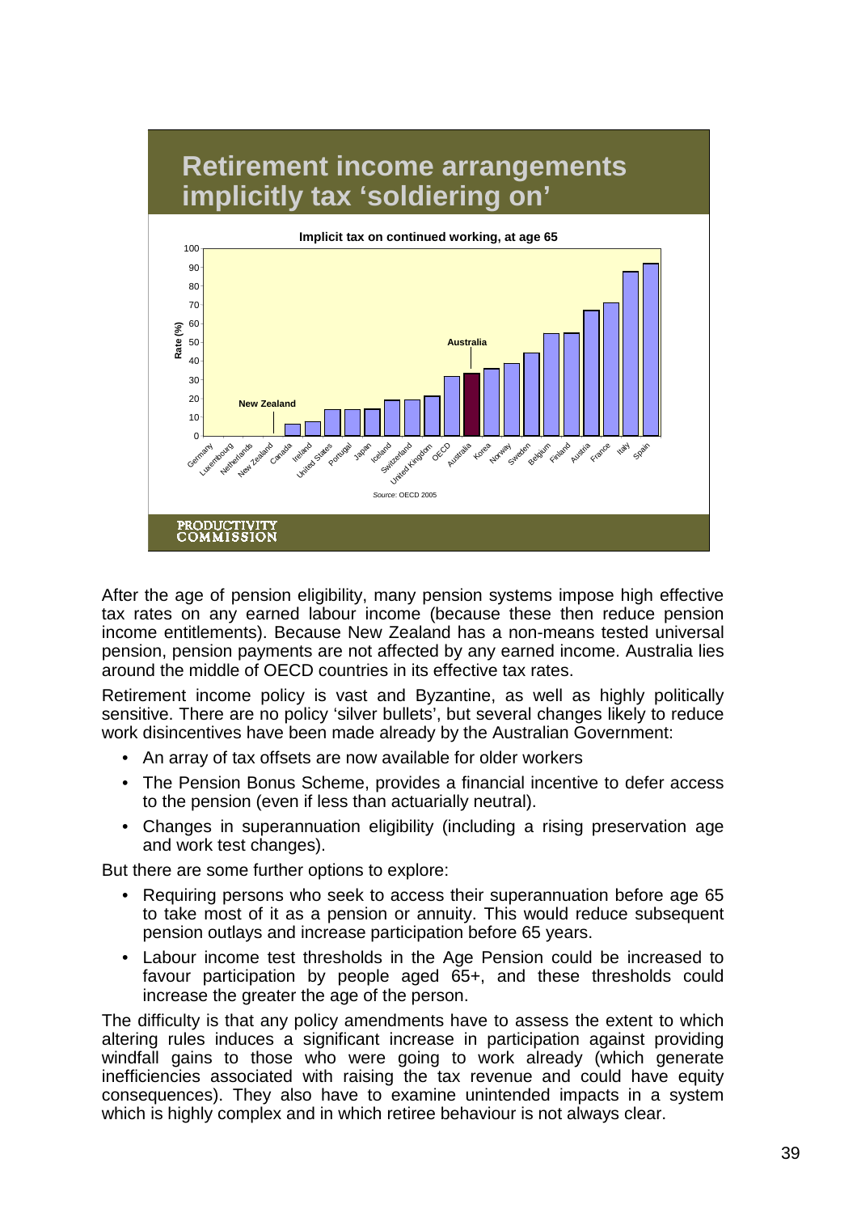## Retirement income arrangements implicitly tax 'soldiering on'

**Implicit tax on continued working, at age 65**

*Source*: OECD 2005

PRODUCTIVITY COMMISSION

After the age of pension eligibility, many pension systems impose high effective tax rates on any earned labour income (because these then reduce pension income entitlements). Because New Zealand has a non-means tested universal pension, pension payments are not affected by any earned income. Australia lies around the middle of OECD countries in its effective tax rates.

Retirement income policy is vast and Byzantine, as well as highly politically sensitive. There are no policy 'silver bullets', but several changes likely to reduce work disincentives have been made already by the Australian Government:

- An array of tax offsets are now available for older workers
- The Pension Bonus Scheme, provides a financial incentive to defer access to the pension (even if less than actuarially neutral).
- Changes in superannuation eligibility (including a rising preservation age and work test changes).

But there are some further options to explore:

- Requiring persons who seek to access their superannuation before age 65 to take most of it as a pension or annuity. This would reduce subsequent pension outlays and increase participation before 65 years.
- Labour income test thresholds in the Age Pension could be increased to favour participation by people aged 65+, and these thresholds could increase the greater the age of the person.

The difficulty is that any policy amendments have to assess the extent to which altering rules induces a significant increase in participation against providing windfall gains to those who were going to work already (which generate inefficiencies associated with raising the tax revenue and could have equity consequences). They also have to examine unintended impacts in a system which is highly complex and in which retiree behaviour is not always clear.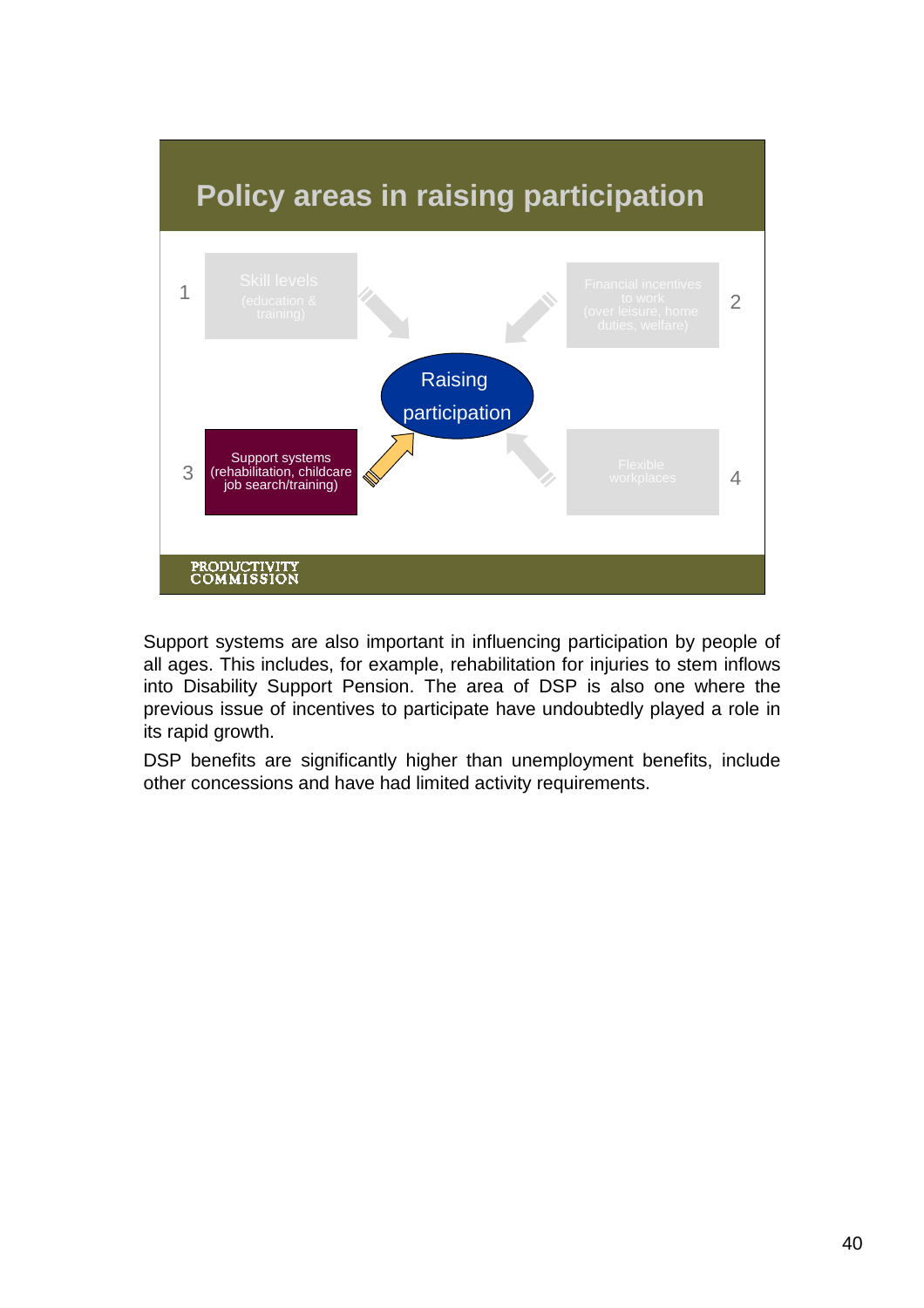## Policy areas in raising participation

1 Skill levels (education & training)

2 Financial incentives to work (over leisure, home duties, welfare)

Raising participation

3 Support systems (rehabilitation, childcare job search/training)

4 Flexible workplaces

PRODUCTIVITY COMMISSION

Support systems are also important in influencing participation by people of all ages. This includes, for example, rehabilitation for injuries to stem inflows into Disability Support Pension. The area of DSP is also one where the previous issue of incentives to participate have undoubtedly played a role in its rapid growth.

DSP benefits are significantly higher than unemployment benefits, include other concessions and have had limited activity requirements.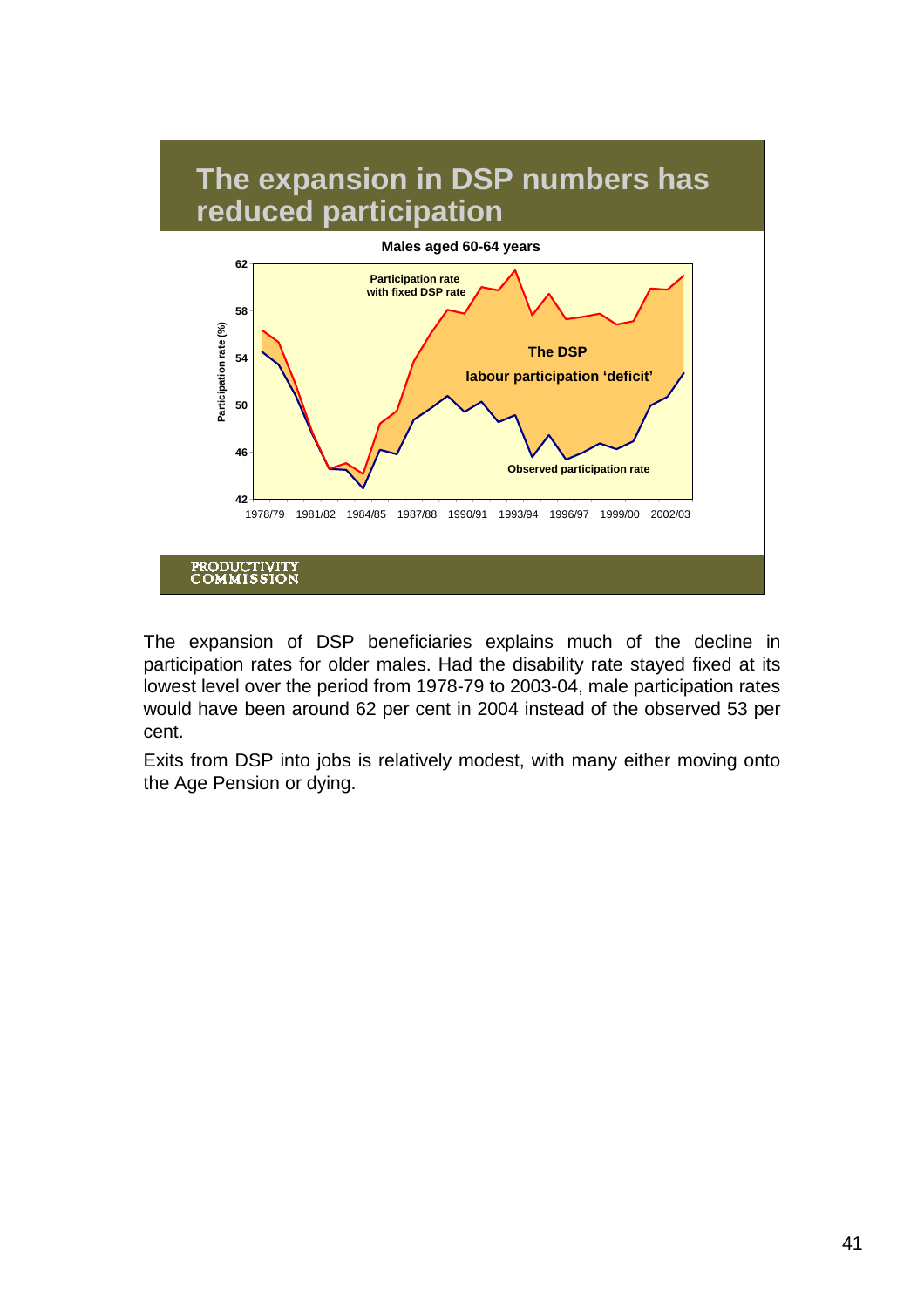## The expansion in DSP numbers has reduced participation

**Males aged 60-64 years**

Participation rate (%)

Participation rate with fixed DSP rate

The DSP labour participation 'deficit'

Observed participation rate

1978/79 1981/82 1984/85 1987/88 1990/91 1993/94 1996/97 1999/00 2002/03

PRODUCTIVITY COMMISSION

The expansion of DSP beneficiaries explains much of the decline in participation rates for older males. Had the disability rate stayed fixed at its lowest level over the period from 1978-79 to 2003-04, male participation rates would have been around 62 per cent in 2004 instead of the observed 53 per cent.

Exits from DSP into jobs is relatively modest, with many either moving onto the Age Pension or dying.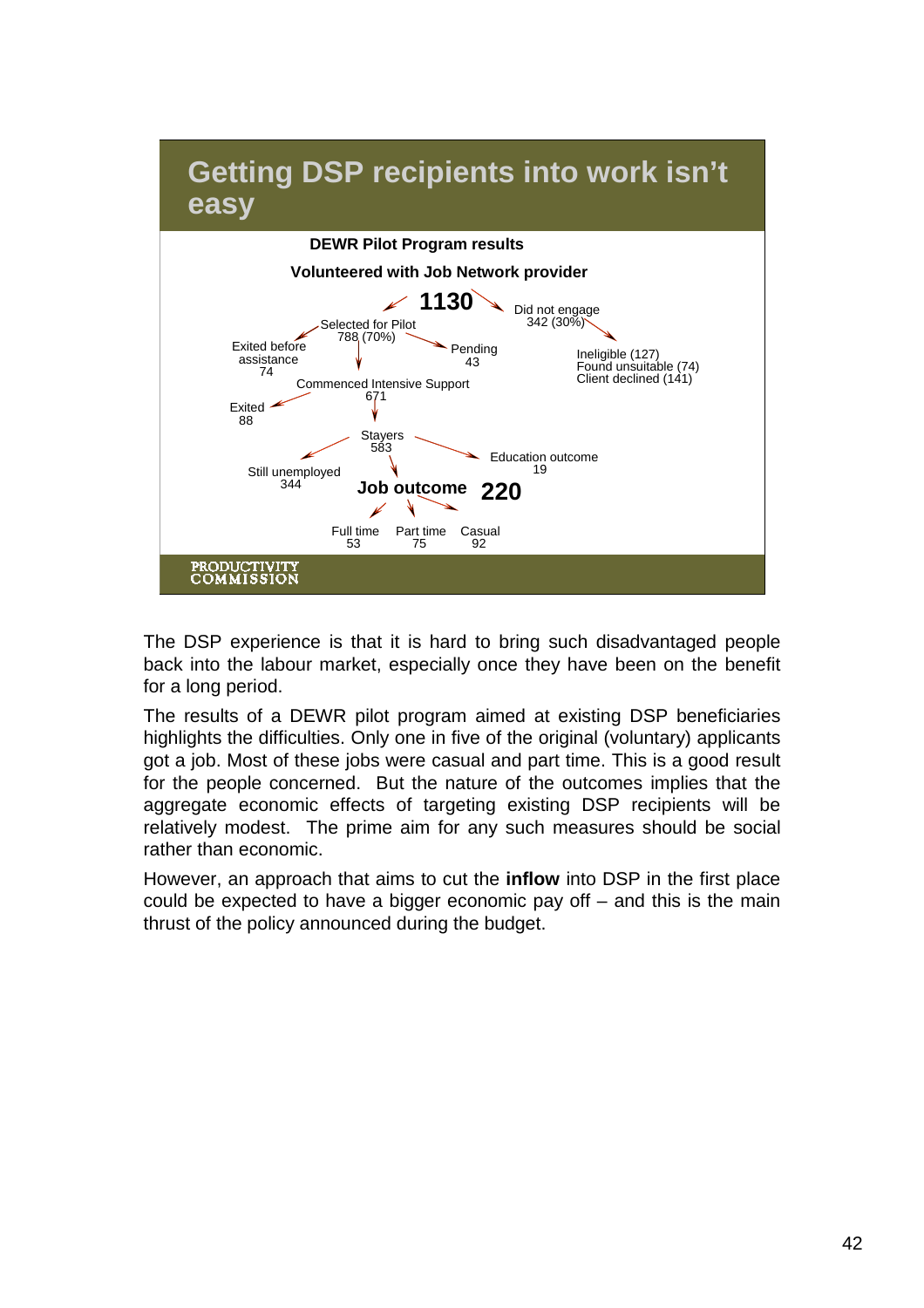## Getting DSP recipients into work isn't easy

**DEWR Pilot Program results**

**Volunteered with Job Network provider**

**1130**

- Did not engage 342 (30%)
  - Ineligible (127)
  - Found unsuitable (74)
  - Client declined (141)
- Selected for Pilot 788 (70%)
  - Exited before assistance 74
  - Pending 43
  - Commenced Intensive Support 671
    - Exited 88
    - Stayers 583
      - Still unemployed 344
      - Education outcome 19
      - **Job outcome 220**
        - Full time 53
        - Part time 75
        - Casual 92

PRODUCTIVITY COMMISSION

The DSP experience is that it is hard to bring such disadvantaged people back into the labour market, especially once they have been on the benefit for a long period.

The results of a DEWR pilot program aimed at existing DSP beneficiaries highlights the difficulties. Only one in five of the original (voluntary) applicants got a job. Most of these jobs were casual and part time. This is a good result for the people concerned. But the nature of the outcomes implies that the aggregate economic effects of targeting existing DSP recipients will be relatively modest. The prime aim for any such measures should be social rather than economic.

However, an approach that aims to cut the **inflow** into DSP in the first place could be expected to have a bigger economic pay off – and this is the main thrust of the policy announced during the budget.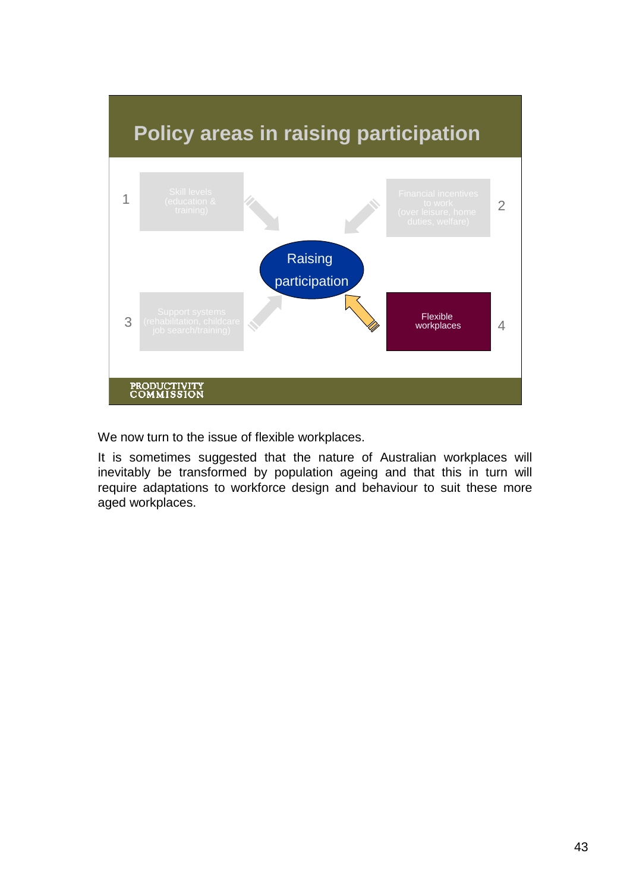## Policy areas in raising participation

1 Skill levels (education & training)

2 Financial incentives to work (over leisure, home duties, welfare)

3 Support systems (rehabilitation, childcare job search/training)

4 Flexible workplaces

Raising participation

PRODUCTIVITY COMMISSION

We now turn to the issue of flexible workplaces.

It is sometimes suggested that the nature of Australian workplaces will inevitably be transformed by population ageing and that this in turn will require adaptations to workforce design and behaviour to suit these more aged workplaces.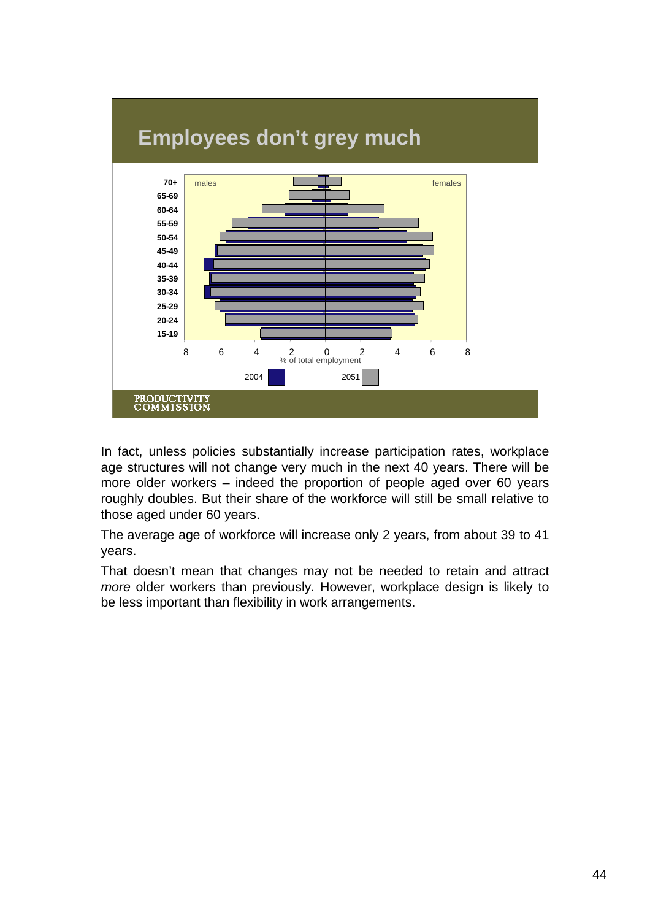## Employees don't grey much

70+
65-69
60-64
55-59
50-54
45-49
40-44
35-39
30-34
25-29
20-24
15-19

males

females

8 6 4 2 0 2 4 6 8

% of total employment

2004

2051

PRODUCTIVITY COMMISSION

In fact, unless policies substantially increase participation rates, workplace age structures will not change very much in the next 40 years. There will be more older workers – indeed the proportion of people aged over 60 years roughly doubles. But their share of the workforce will still be small relative to those aged under 60 years.

The average age of workforce will increase only 2 years, from about 39 to 41 years.

That doesn't mean that changes may not be needed to retain and attract *more* older workers than previously. However, workplace design is likely to be less important than flexibility in work arrangements.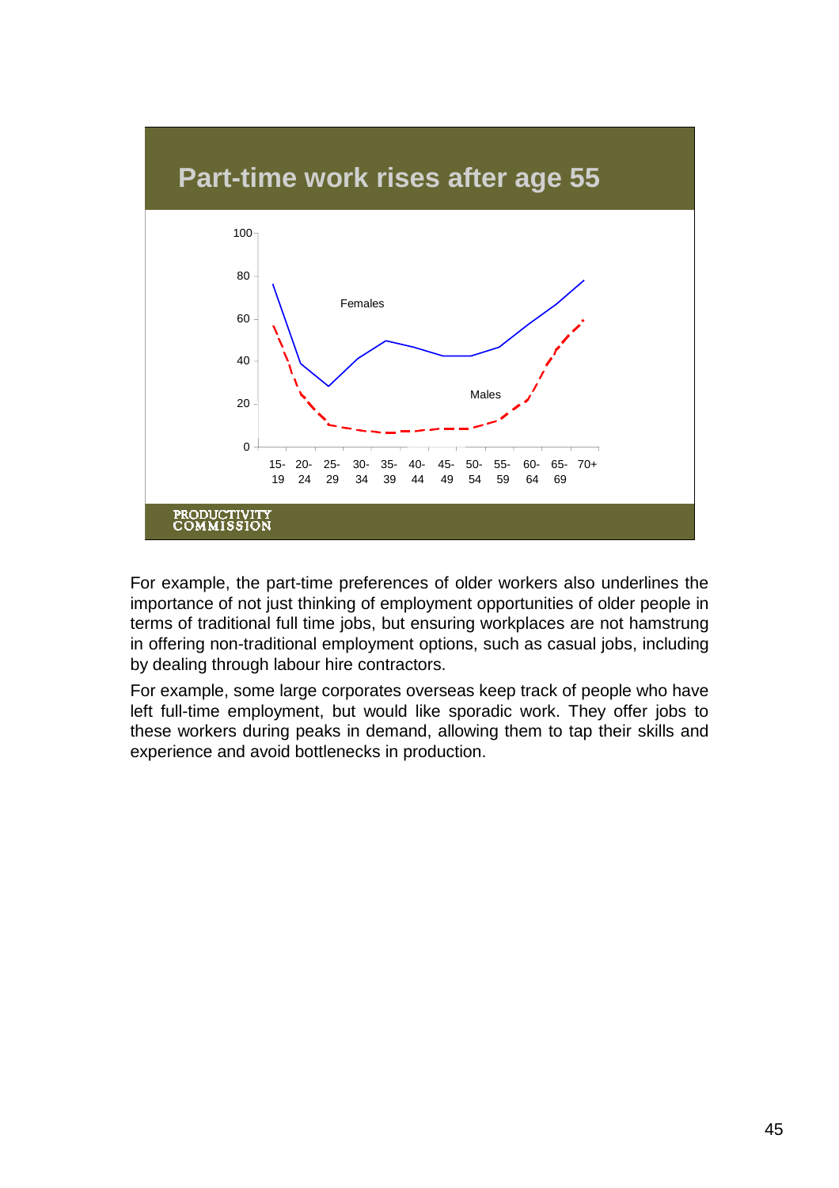## Part-time work rises after age 55

Females

Males

PRODUCTIVITY COMMISSION

For example, the part-time preferences of older workers also underlines the importance of not just thinking of employment opportunities of older people in terms of traditional full time jobs, but ensuring workplaces are not hamstrung in offering non-traditional employment options, such as casual jobs, including by dealing through labour hire contractors.

For example, some large corporates overseas keep track of people who have left full-time employment, but would like sporadic work. They offer jobs to these workers during peaks in demand, allowing them to tap their skills and experience and avoid bottlenecks in production.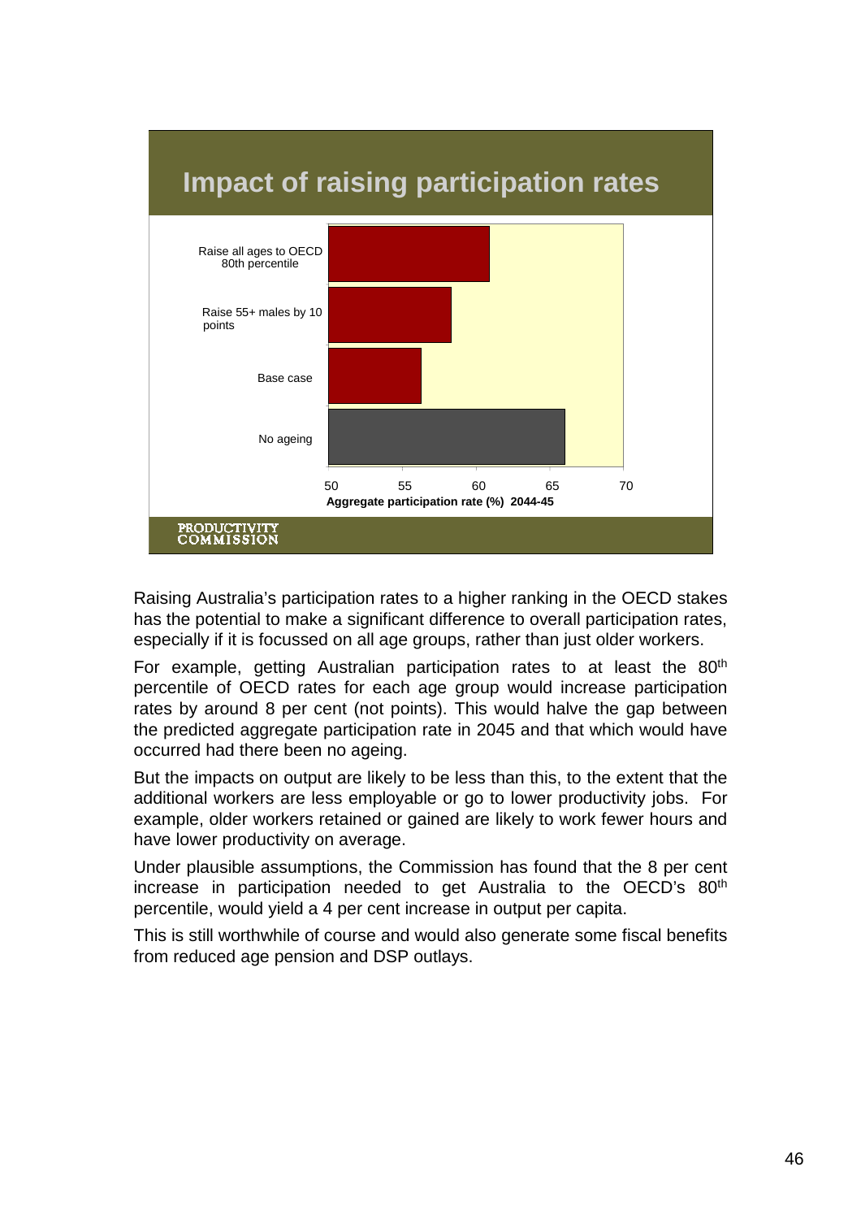## Impact of raising participation rates

| Scenario | Aggregate participation rate (%) 2044-45 |
|---|---|
| Raise all ages to OECD 80th percentile | ~61 |
| Raise 55+ males by 10 points | ~58 |
| Base case | ~56 |
| No ageing | ~66 |

PRODUCTIVITY COMMISSION

Raising Australia's participation rates to a higher ranking in the OECD stakes has the potential to make a significant difference to overall participation rates, especially if it is focussed on all age groups, rather than just older workers.

For example, getting Australian participation rates to at least the 80th percentile of OECD rates for each age group would increase participation rates by around 8 per cent (not points). This would halve the gap between the predicted aggregate participation rate in 2045 and that which would have occurred had there been no ageing.

But the impacts on output are likely to be less than this, to the extent that the additional workers are less employable or go to lower productivity jobs. For example, older workers retained or gained are likely to work fewer hours and have lower productivity on average.

Under plausible assumptions, the Commission has found that the 8 per cent increase in participation needed to get Australia to the OECD's 80th percentile, would yield a 4 per cent increase in output per capita.

This is still worthwhile of course and would also generate some fiscal benefits from reduced age pension and DSP outlays.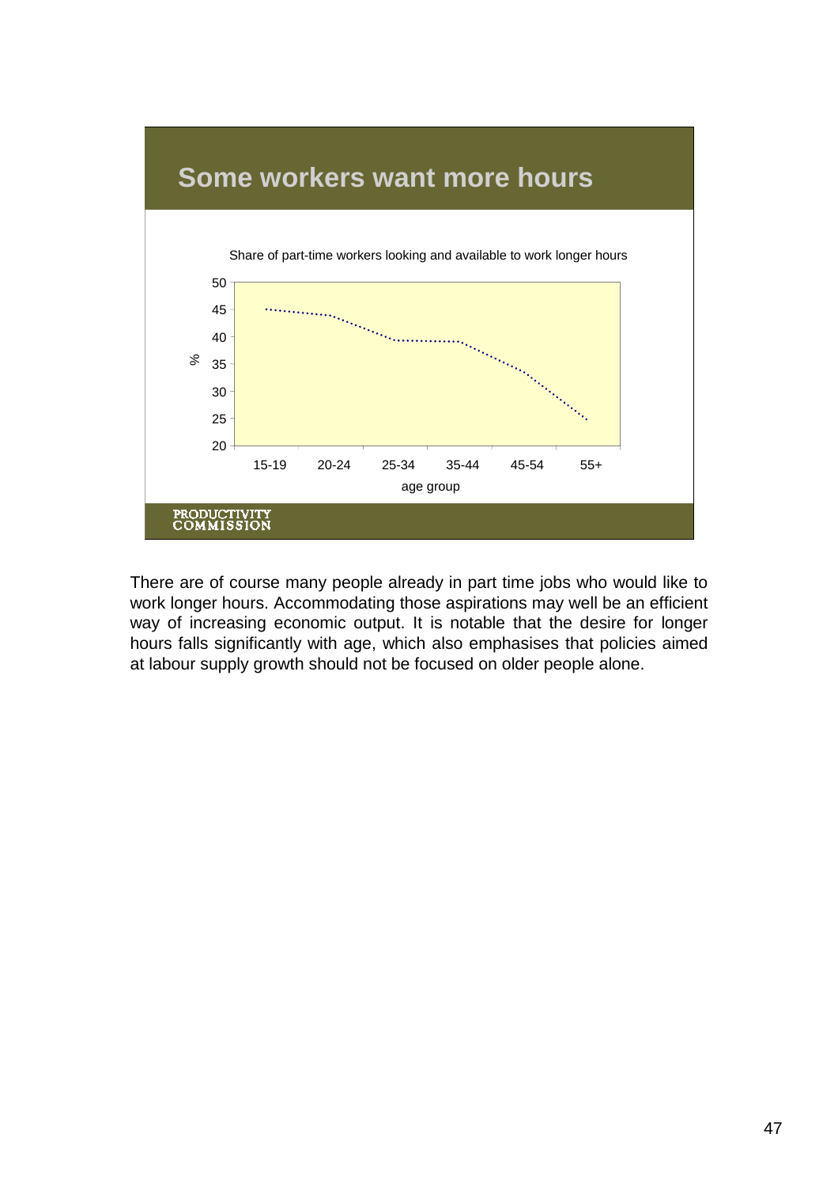## Some workers want more hours

Share of part-time workers looking and available to work longer hours

| age group | 15-19 | 20-24 | 25-34 | 35-44 | 45-54 | 55+ |
|---|---|---|---|---|---|---|
| % | 45 | 44 | 39 | 39 | 33 | 25 |

PRODUCTIVITY COMMISSION

There are of course many people already in part time jobs who would like to work longer hours. Accommodating those aspirations may well be an efficient way of increasing economic output. It is notable that the desire for longer hours falls significantly with age, which also emphasises that policies aimed at labour supply growth should not be focused on older people alone.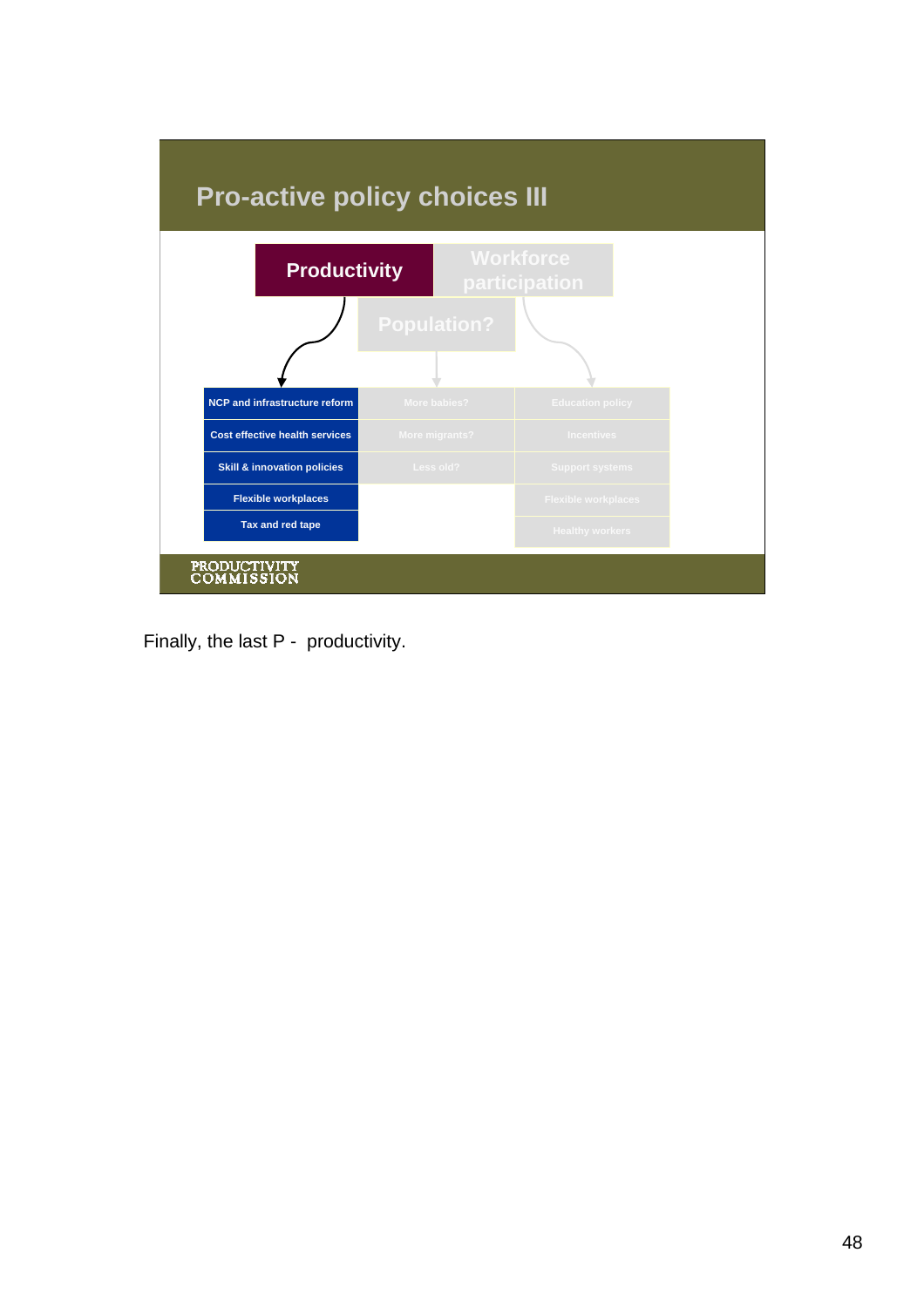## Pro-active policy choices III

| Productivity | Population? | Workforce participation |
|---|---|---|
| NCP and infrastructure reform | More babies? | Education policy |
| Cost effective health services | More migrants? | Incentives |
| Skill & innovation policies | Less old? | Support systems |
| Flexible workplaces | | Flexible workplaces |
| Tax and red tape | | Healthy workers |

PRODUCTIVITY COMMISSION

Finally, the last P - productivity.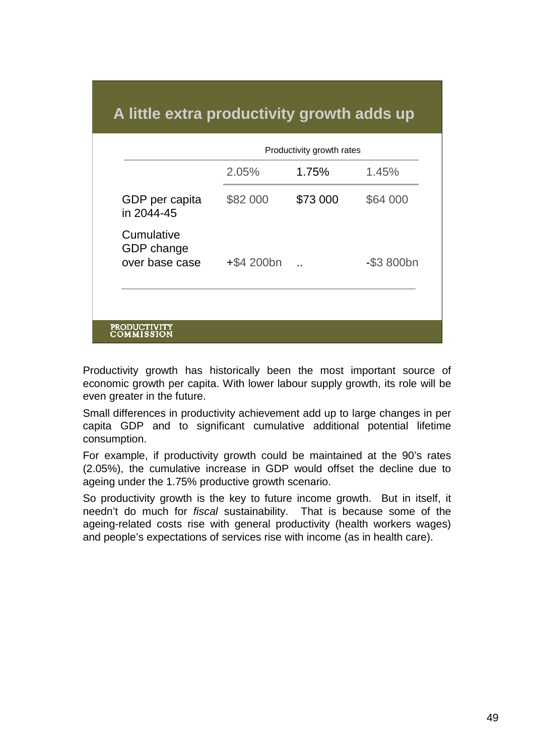## A little extra productivity growth adds up

| | Productivity growth rates | | |
|---|---|---|---|
| | 2.05% | 1.75% | 1.45% |
| GDP per capita in 2044-45 | \$82 000 | \$73 000 | \$64 000 |
| Cumulative GDP change over base case | +\$4 200bn | .. | -\$3 800bn |

PRODUCTIVITY COMMISSION

Productivity growth has historically been the most important source of economic growth per capita. With lower labour supply growth, its role will be even greater in the future.

Small differences in productivity achievement add up to large changes in per capita GDP and to significant cumulative additional potential lifetime consumption.

For example, if productivity growth could be maintained at the 90's rates (2.05%), the cumulative increase in GDP would offset the decline due to ageing under the 1.75% productive growth scenario.

So productivity growth is the key to future income growth. But in itself, it needn't do much for *fiscal* sustainability. That is because some of the ageing-related costs rise with general productivity (health workers wages) and people's expectations of services rise with income (as in health care).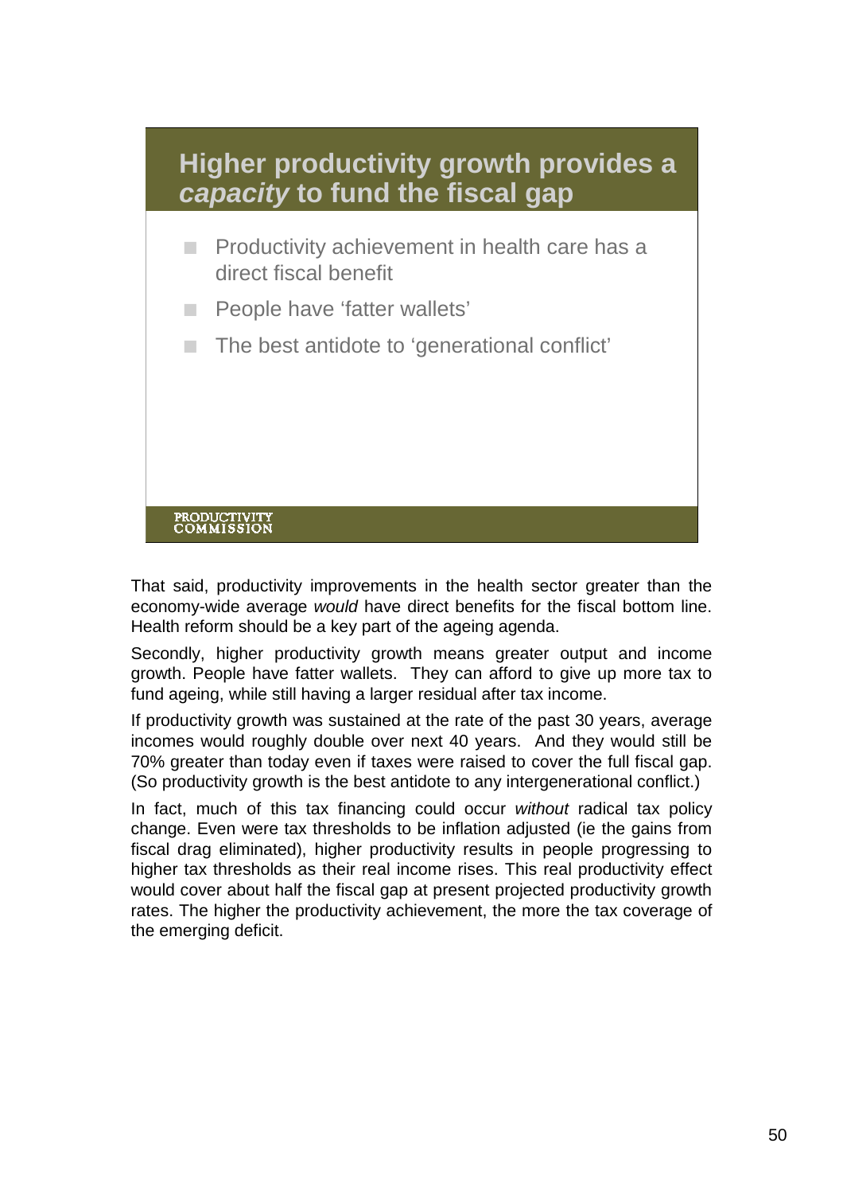## Higher productivity growth provides a *capacity* to fund the fiscal gap

- Productivity achievement in health care has a direct fiscal benefit
- People have 'fatter wallets'
- The best antidote to 'generational conflict'

PRODUCTIVITY COMMISSION

That said, productivity improvements in the health sector greater than the economy-wide average *would* have direct benefits for the fiscal bottom line. Health reform should be a key part of the ageing agenda.

Secondly, higher productivity growth means greater output and income growth. People have fatter wallets. They can afford to give up more tax to fund ageing, while still having a larger residual after tax income.

If productivity growth was sustained at the rate of the past 30 years, average incomes would roughly double over next 40 years. And they would still be 70% greater than today even if taxes were raised to cover the full fiscal gap. (So productivity growth is the best antidote to any intergenerational conflict.)

In fact, much of this tax financing could occur *without* radical tax policy change. Even were tax thresholds to be inflation adjusted (ie the gains from fiscal drag eliminated), higher productivity results in people progressing to higher tax thresholds as their real income rises. This real productivity effect would cover about half the fiscal gap at present projected productivity growth rates. The higher the productivity achievement, the more the tax coverage of the emerging deficit.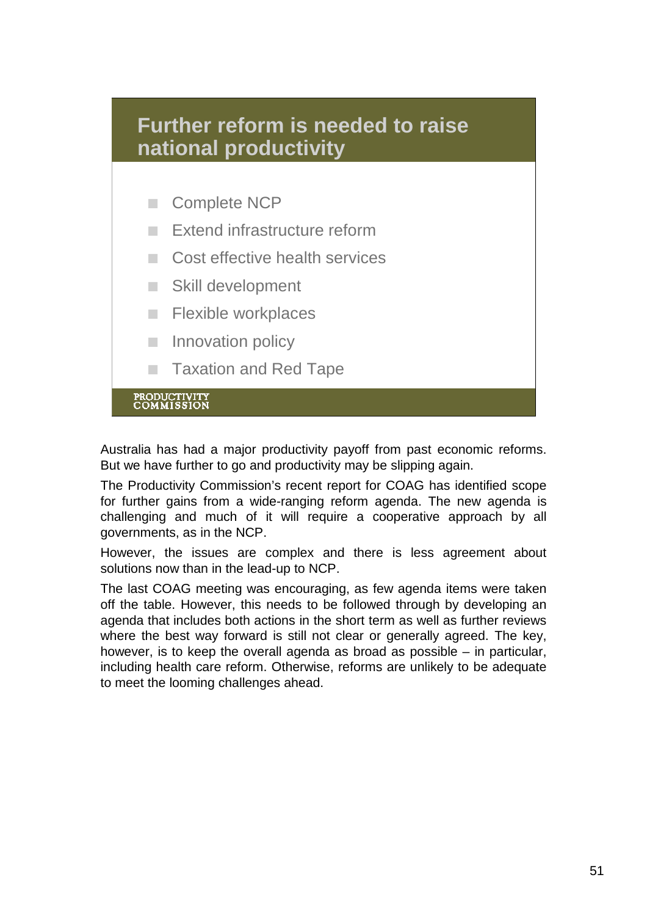## Further reform is needed to raise national productivity

- Complete NCP
- Extend infrastructure reform
- Cost effective health services
- Skill development
- Flexible workplaces
- Innovation policy
- Taxation and Red Tape

PRODUCTIVITY COMMISSION

Australia has had a major productivity payoff from past economic reforms. But we have further to go and productivity may be slipping again.

The Productivity Commission's recent report for COAG has identified scope for further gains from a wide-ranging reform agenda. The new agenda is challenging and much of it will require a cooperative approach by all governments, as in the NCP.

However, the issues are complex and there is less agreement about solutions now than in the lead-up to NCP.

The last COAG meeting was encouraging, as few agenda items were taken off the table. However, this needs to be followed through by developing an agenda that includes both actions in the short term as well as further reviews where the best way forward is still not clear or generally agreed. The key, however, is to keep the overall agenda as broad as possible – in particular, including health care reform. Otherwise, reforms are unlikely to be adequate to meet the looming challenges ahead.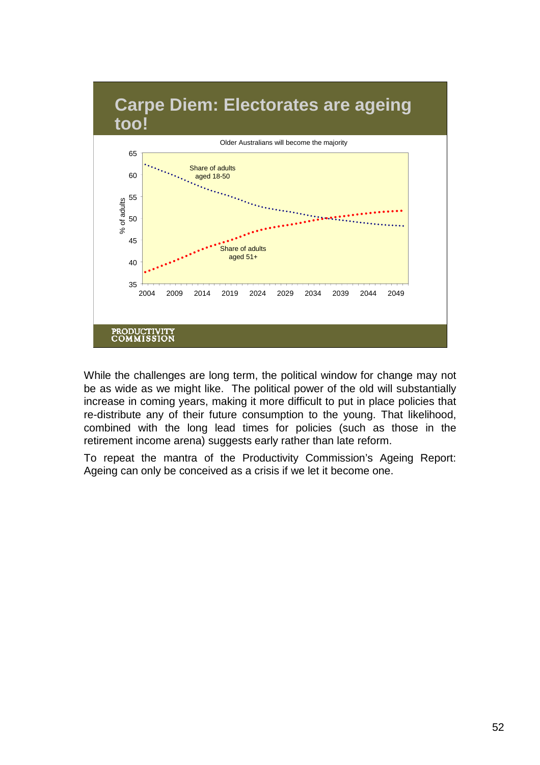# Carpe Diem: Electorates are ageing too!

Older Australians will become the majority

% of adults

65
60
55
50
45
40
35

2004 2009 2014 2019 2024 2029 2034 2039 2044 2049

Share of adults aged 18-50

Share of adults aged 51+

PRODUCTIVITY COMMISSION

While the challenges are long term, the political window for change may not be as wide as we might like. The political power of the old will substantially increase in coming years, making it more difficult to put in place policies that re-distribute any of their future consumption to the young. That likelihood, combined with the long lead times for policies (such as those in the retirement income arena) suggests early rather than late reform.

To repeat the mantra of the Productivity Commission's Ageing Report: Ageing can only be conceived as a crisis if we let it become one.